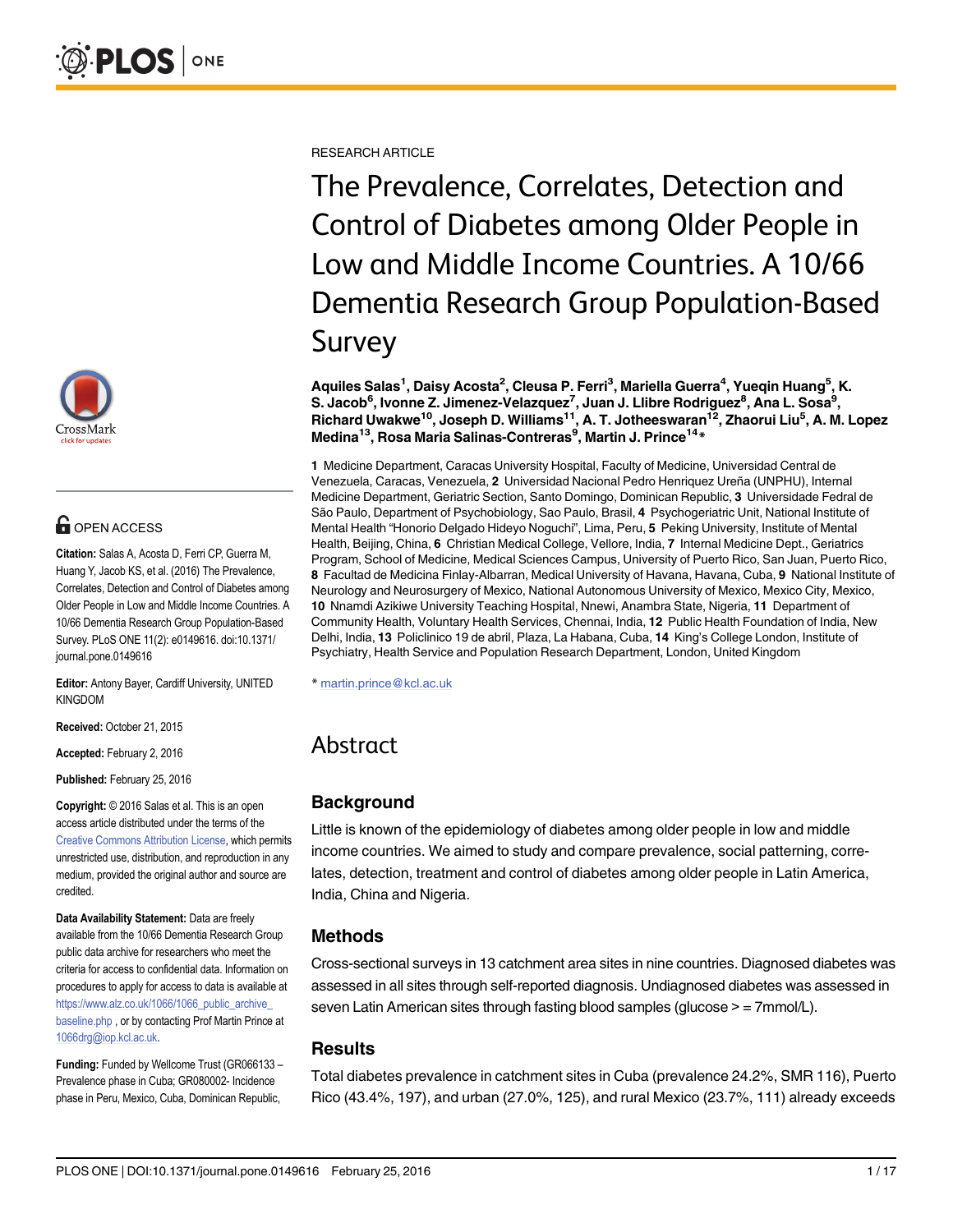RESEARCH ARTICLE

# The Prevalence, Correlates, Detection and Control of Diabetes among Older People in Low and Middle Income Countries. A 10/66 Dementia Research Group Population-Based Survey

**Aquiles Salas[1], Daisy Acosta[2], Cleusa P. Ferri[3], Mariella Guerra[4], Yueqin Huang[5], K. S. Jacob[6], Ivonne Z. Jimenez-Velazquez[7], Juan J. Llibre Rodriguez[8], Ana L. Sosa[9], Richard Uwakwe[10], Joseph D. Williams[11], A. T. Jotheeswaran[12], Zhaorui Liu[5], A. M. Lopez Medina[13], Rosa Maria Salinas-Contreras[9], Martin J. Prince[14]***

**1** Medicine Department, Caracas University Hospital, Faculty of Medicine, Universidad Central de Venezuela, Caracas, Venezuela, **2** Universidad Nacional Pedro Henriquez Ureña (UNPHU), Internal Medicine Department, Geriatric Section, Santo Domingo, Dominican Republic, **3** Universidade Fedral de São Paulo, Department of Psychobiology, Sao Paulo, Brasil, **4** Psychogeriatric Unit, National Institute of Mental Health "Honorio Delgado Hideyo Noguchi", Lima, Peru, **5** Peking University, Institute of Mental Health, Beijing, China, **6** Christian Medical College, Vellore, India, **7** Internal Medicine Dept., Geriatrics Program, School of Medicine, Medical Sciences Campus, University of Puerto Rico, San Juan, Puerto Rico, **8** Facultad de Medicina Finlay-Albarran, Medical University of Havana, Havana, Cuba, **9** National Institute of Neurology and Neurosurgery of Mexico, National Autonomous University of Mexico, Mexico City, Mexico, **10** Nnamdi Azikiwe University Teaching Hospital, Nnewi, Anambra State, Nigeria, **11** Department of Community Health, Voluntary Health Services, Chennai, India, **12** Public Health Foundation of India, New Delhi, India, **13** Policlinico 19 de abril, Plaza, La Habana, Cuba, **14** King's College London, Institute of Psychiatry, Health Service and Population Research Department, London, United Kingdom

* martin.prince@kcl.ac.uk

OPEN ACCESS

**Citation:** Salas A, Acosta D, Ferri CP, Guerra M, Huang Y, Jacob KS, et al. (2016) The Prevalence, Correlates, Detection and Control of Diabetes among Older People in Low and Middle Income Countries. A 10/66 Dementia Research Group Population-Based Survey. PLoS ONE 11(2): e0149616. doi:10.1371/journal.pone.0149616

**Editor:** Antony Bayer, Cardiff University, UNITED KINGDOM

**Received:** October 21, 2015

**Accepted:** February 2, 2016

**Published:** February 25, 2016

**Copyright:** © 2016 Salas et al. This is an open access article distributed under the terms of the Creative Commons Attribution License, which permits unrestricted use, distribution, and reproduction in any medium, provided the original author and source are credited.

**Data Availability Statement:** Data are freely available from the 10/66 Dementia Research Group public data archive for researchers who meet the criteria for access to confidential data. Information on procedures to apply for access to data is available at https://www.alz.co.uk/1066/1066_public_archive_baseline.php , or by contacting Prof Martin Prince at 1066drg@iop.kcl.ac.uk.

**Funding:** Funded by Wellcome Trust (GR066133 – Prevalence phase in Cuba; GR080002- Incidence phase in Peru, Mexico, Cuba, Dominican Republic,

## Abstract

### Background

Little is known of the epidemiology of diabetes among older people in low and middle income countries. We aimed to study and compare prevalence, social patterning, correlates, detection, treatment and control of diabetes among older people in Latin America, India, China and Nigeria.

### Methods

Cross-sectional surveys in 13 catchment area sites in nine countries. Diagnosed diabetes was assessed in all sites through self-reported diagnosis. Undiagnosed diabetes was assessed in seven Latin American sites through fasting blood samples (glucose > = 7mmol/L).

### Results

Total diabetes prevalence in catchment sites in Cuba (prevalence 24.2%, SMR 116), Puerto Rico (43.4%, 197), and urban (27.0%, 125), and rural Mexico (23.7%, 111) already exceeds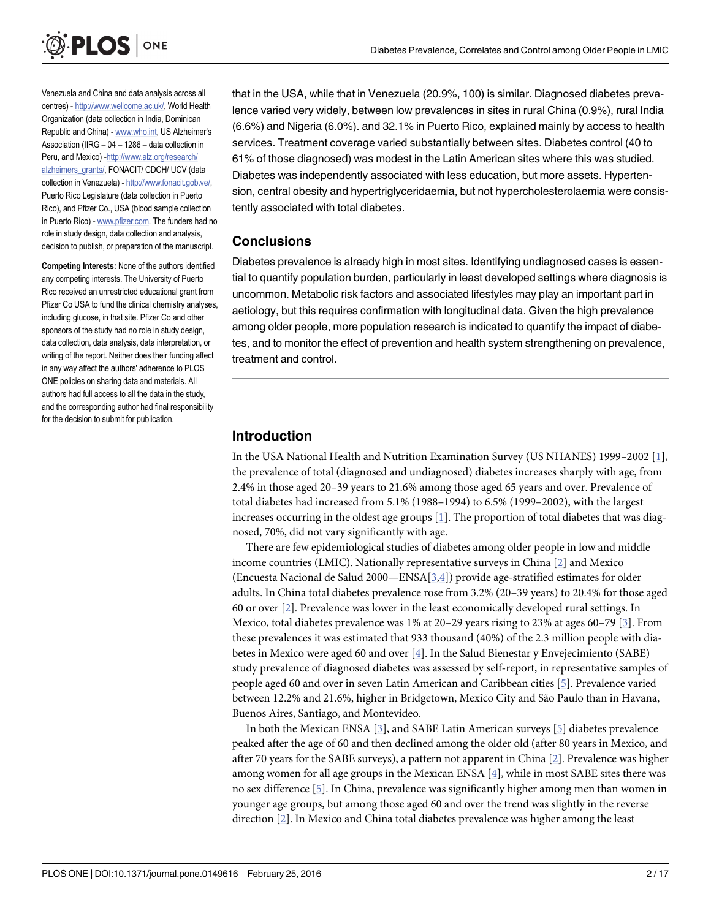Venezuela and China and data analysis across all centres) - http://www.wellcome.ac.uk/, World Health Organization (data collection in India, Dominican Republic and China) - www.who.int, US Alzheimer's Association (IIRG – 04 – 1286 – data collection in Peru, and Mexico) -http://www.alz.org/research/alzheimers_grants/, FONACIT/ CDCH/ UCV (data collection in Venezuela) - http://www.fonacit.gob.ve/, Puerto Rico Legislature (data collection in Puerto Rico), and Pfizer Co., USA (blood sample collection in Puerto Rico) - www.pfizer.com. The funders had no role in study design, data collection and analysis, decision to publish, or preparation of the manuscript.

**Competing Interests:** None of the authors identified any competing interests. The University of Puerto Rico received an unrestricted educational grant from Pfizer Co USA to fund the clinical chemistry analyses, including glucose, in that site. Pfizer Co and other sponsors of the study had no role in study design, data collection, data analysis, data interpretation, or writing of the report. Neither does their funding affect in any way affect the authors' adherence to PLOS ONE policies on sharing data and materials. All authors had full access to all the data in the study, and the corresponding author had final responsibility for the decision to submit for publication.

that in the USA, while that in Venezuela (20.9%, 100) is similar. Diagnosed diabetes prevalence varied very widely, between low prevalences in sites in rural China (0.9%), rural India (6.6%) and Nigeria (6.0%). and 32.1% in Puerto Rico, explained mainly by access to health services. Treatment coverage varied substantially between sites. Diabetes control (40 to 61% of those diagnosed) was modest in the Latin American sites where this was studied. Diabetes was independently associated with less education, but more assets. Hypertension, central obesity and hypertriglyceridaemia, but not hypercholesterolaemia were consistently associated with total diabetes.

## Conclusions

Diabetes prevalence is already high in most sites. Identifying undiagnosed cases is essential to quantify population burden, particularly in least developed settings where diagnosis is uncommon. Metabolic risk factors and associated lifestyles may play an important part in aetiology, but this requires confirmation with longitudinal data. Given the high prevalence among older people, more population research is indicated to quantify the impact of diabetes, and to monitor the effect of prevention and health system strengthening on prevalence, treatment and control.

## Introduction

In the USA National Health and Nutrition Examination Survey (US NHANES) 1999–2002 [1], the prevalence of total (diagnosed and undiagnosed) diabetes increases sharply with age, from 2.4% in those aged 20–39 years to 21.6% among those aged 65 years and over. Prevalence of total diabetes had increased from 5.1% (1988–1994) to 6.5% (1999–2002), with the largest increases occurring in the oldest age groups [1]. The proportion of total diabetes that was diagnosed, 70%, did not vary significantly with age.

There are few epidemiological studies of diabetes among older people in low and middle income countries (LMIC). Nationally representative surveys in China [2] and Mexico (Encuesta Nacional de Salud 2000—ENSA[3,4]) provide age-stratified estimates for older adults. In China total diabetes prevalence rose from 3.2% (20–39 years) to 20.4% for those aged 60 or over [2]. Prevalence was lower in the least economically developed rural settings. In Mexico, total diabetes prevalence was 1% at 20–29 years rising to 23% at ages 60–79 [3]. From these prevalences it was estimated that 933 thousand (40%) of the 2.3 million people with diabetes in Mexico were aged 60 and over [4]. In the Salud Bienestar y Envejecimiento (SABE) study prevalence of diagnosed diabetes was assessed by self-report, in representative samples of people aged 60 and over in seven Latin American and Caribbean cities [5]. Prevalence varied between 12.2% and 21.6%, higher in Bridgetown, Mexico City and São Paulo than in Havana, Buenos Aires, Santiago, and Montevideo.

In both the Mexican ENSA [3], and SABE Latin American surveys [5] diabetes prevalence peaked after the age of 60 and then declined among the older old (after 80 years in Mexico, and after 70 years for the SABE surveys), a pattern not apparent in China [2]. Prevalence was higher among women for all age groups in the Mexican ENSA [4], while in most SABE sites there was no sex difference [5]. In China, prevalence was significantly higher among men than women in younger age groups, but among those aged 60 and over the trend was slightly in the reverse direction [2]. In Mexico and China total diabetes prevalence was higher among the least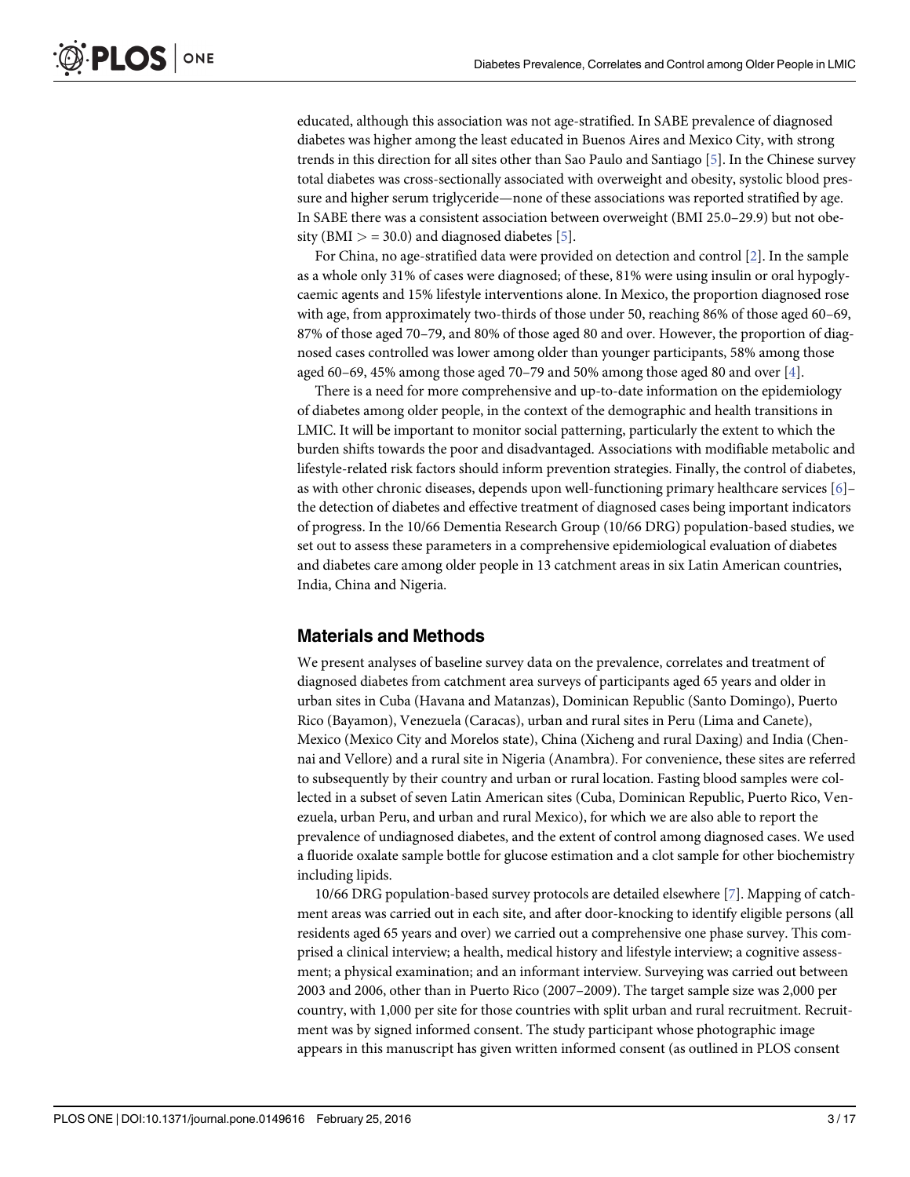educated, although this association was not age-stratified. In SABE prevalence of diagnosed diabetes was higher among the least educated in Buenos Aires and Mexico City, with strong trends in this direction for all sites other than Sao Paulo and Santiago [5]. In the Chinese survey total diabetes was cross-sectionally associated with overweight and obesity, systolic blood pressure and higher serum triglyceride—none of these associations was reported stratified by age. In SABE there was a consistent association between overweight (BMI 25.0–29.9) but not obesity (BMI > = 30.0) and diagnosed diabetes [5].

For China, no age-stratified data were provided on detection and control [2]. In the sample as a whole only 31% of cases were diagnosed; of these, 81% were using insulin or oral hypoglycaemic agents and 15% lifestyle interventions alone. In Mexico, the proportion diagnosed rose with age, from approximately two-thirds of those under 50, reaching 86% of those aged 60–69, 87% of those aged 70–79, and 80% of those aged 80 and over. However, the proportion of diagnosed cases controlled was lower among older than younger participants, 58% among those aged 60–69, 45% among those aged 70–79 and 50% among those aged 80 and over [4].

There is a need for more comprehensive and up-to-date information on the epidemiology of diabetes among older people, in the context of the demographic and health transitions in LMIC. It will be important to monitor social patterning, particularly the extent to which the burden shifts towards the poor and disadvantaged. Associations with modifiable metabolic and lifestyle-related risk factors should inform prevention strategies. Finally, the control of diabetes, as with other chronic diseases, depends upon well-functioning primary healthcare services [6]–the detection of diabetes and effective treatment of diagnosed cases being important indicators of progress. In the 10/66 Dementia Research Group (10/66 DRG) population-based studies, we set out to assess these parameters in a comprehensive epidemiological evaluation of diabetes and diabetes care among older people in 13 catchment areas in six Latin American countries, India, China and Nigeria.

## Materials and Methods

We present analyses of baseline survey data on the prevalence, correlates and treatment of diagnosed diabetes from catchment area surveys of participants aged 65 years and older in urban sites in Cuba (Havana and Matanzas), Dominican Republic (Santo Domingo), Puerto Rico (Bayamon), Venezuela (Caracas), urban and rural sites in Peru (Lima and Canete), Mexico (Mexico City and Morelos state), China (Xicheng and rural Daxing) and India (Chennai and Vellore) and a rural site in Nigeria (Anambra). For convenience, these sites are referred to subsequently by their country and urban or rural location. Fasting blood samples were collected in a subset of seven Latin American sites (Cuba, Dominican Republic, Puerto Rico, Venezuela, urban Peru, and urban and rural Mexico), for which we are also able to report the prevalence of undiagnosed diabetes, and the extent of control among diagnosed cases. We used a fluoride oxalate sample bottle for glucose estimation and a clot sample for other biochemistry including lipids.

10/66 DRG population-based survey protocols are detailed elsewhere [7]. Mapping of catchment areas was carried out in each site, and after door-knocking to identify eligible persons (all residents aged 65 years and over) we carried out a comprehensive one phase survey. This comprised a clinical interview; a health, medical history and lifestyle interview; a cognitive assessment; a physical examination; and an informant interview. Surveying was carried out between 2003 and 2006, other than in Puerto Rico (2007–2009). The target sample size was 2,000 per country, with 1,000 per site for those countries with split urban and rural recruitment. Recruitment was by signed informed consent. The study participant whose photographic image appears in this manuscript has given written informed consent (as outlined in PLOS consent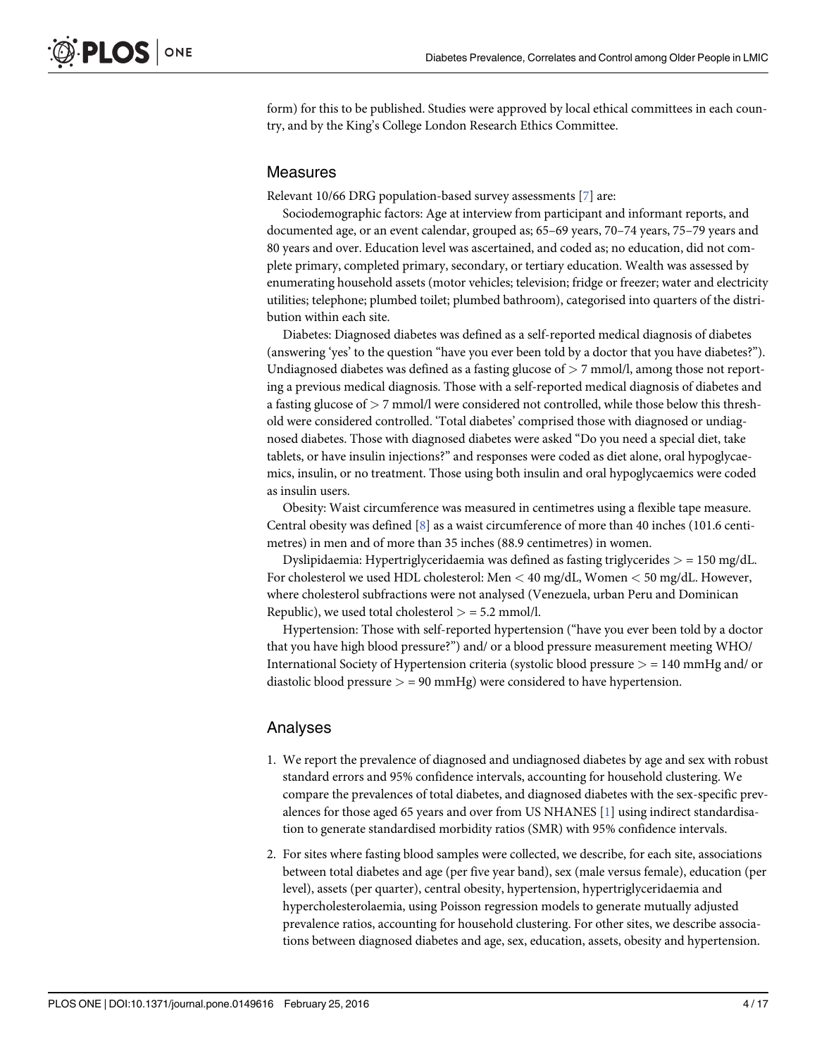form) for this to be published. Studies were approved by local ethical committees in each country, and by the King's College London Research Ethics Committee.

## Measures

Relevant 10/66 DRG population-based survey assessments [7] are:

Sociodemographic factors: Age at interview from participant and informant reports, and documented age, or an event calendar, grouped as; 65–69 years, 70–74 years, 75–79 years and 80 years and over. Education level was ascertained, and coded as; no education, did not complete primary, completed primary, secondary, or tertiary education. Wealth was assessed by enumerating household assets (motor vehicles; television; fridge or freezer; water and electricity utilities; telephone; plumbed toilet; plumbed bathroom), categorised into quarters of the distribution within each site.

Diabetes: Diagnosed diabetes was defined as a self-reported medical diagnosis of diabetes (answering 'yes' to the question "have you ever been told by a doctor that you have diabetes?"). Undiagnosed diabetes was defined as a fasting glucose of > 7 mmol/l, among those not reporting a previous medical diagnosis. Those with a self-reported medical diagnosis of diabetes and a fasting glucose of > 7 mmol/l were considered not controlled, while those below this threshold were considered controlled. 'Total diabetes' comprised those with diagnosed or undiagnosed diabetes. Those with diagnosed diabetes were asked "Do you need a special diet, take tablets, or have insulin injections?" and responses were coded as diet alone, oral hypoglycaemics, insulin, or no treatment. Those using both insulin and oral hypoglycaemics were coded as insulin users.

Obesity: Waist circumference was measured in centimetres using a flexible tape measure. Central obesity was defined [8] as a waist circumference of more than 40 inches (101.6 centimetres) in men and of more than 35 inches (88.9 centimetres) in women.

Dyslipidaemia: Hypertriglyceridaemia was defined as fasting triglycerides > = 150 mg/dL. For cholesterol we used HDL cholesterol: Men < 40 mg/dL, Women < 50 mg/dL. However, where cholesterol subfractions were not analysed (Venezuela, urban Peru and Dominican Republic), we used total cholesterol > = 5.2 mmol/l.

Hypertension: Those with self-reported hypertension ("have you ever been told by a doctor that you have high blood pressure?") and/ or a blood pressure measurement meeting WHO/ International Society of Hypertension criteria (systolic blood pressure > = 140 mmHg and/ or diastolic blood pressure > = 90 mmHg) were considered to have hypertension.

## Analyses

1. We report the prevalence of diagnosed and undiagnosed diabetes by age and sex with robust standard errors and 95% confidence intervals, accounting for household clustering. We compare the prevalences of total diabetes, and diagnosed diabetes with the sex-specific prevalences for those aged 65 years and over from US NHANES [1] using indirect standardisation to generate standardised morbidity ratios (SMR) with 95% confidence intervals.
2. For sites where fasting blood samples were collected, we describe, for each site, associations between total diabetes and age (per five year band), sex (male versus female), education (per level), assets (per quarter), central obesity, hypertension, hypertriglyceridaemia and hypercholesterolaemia, using Poisson regression models to generate mutually adjusted prevalence ratios, accounting for household clustering. For other sites, we describe associations between diagnosed diabetes and age, sex, education, assets, obesity and hypertension.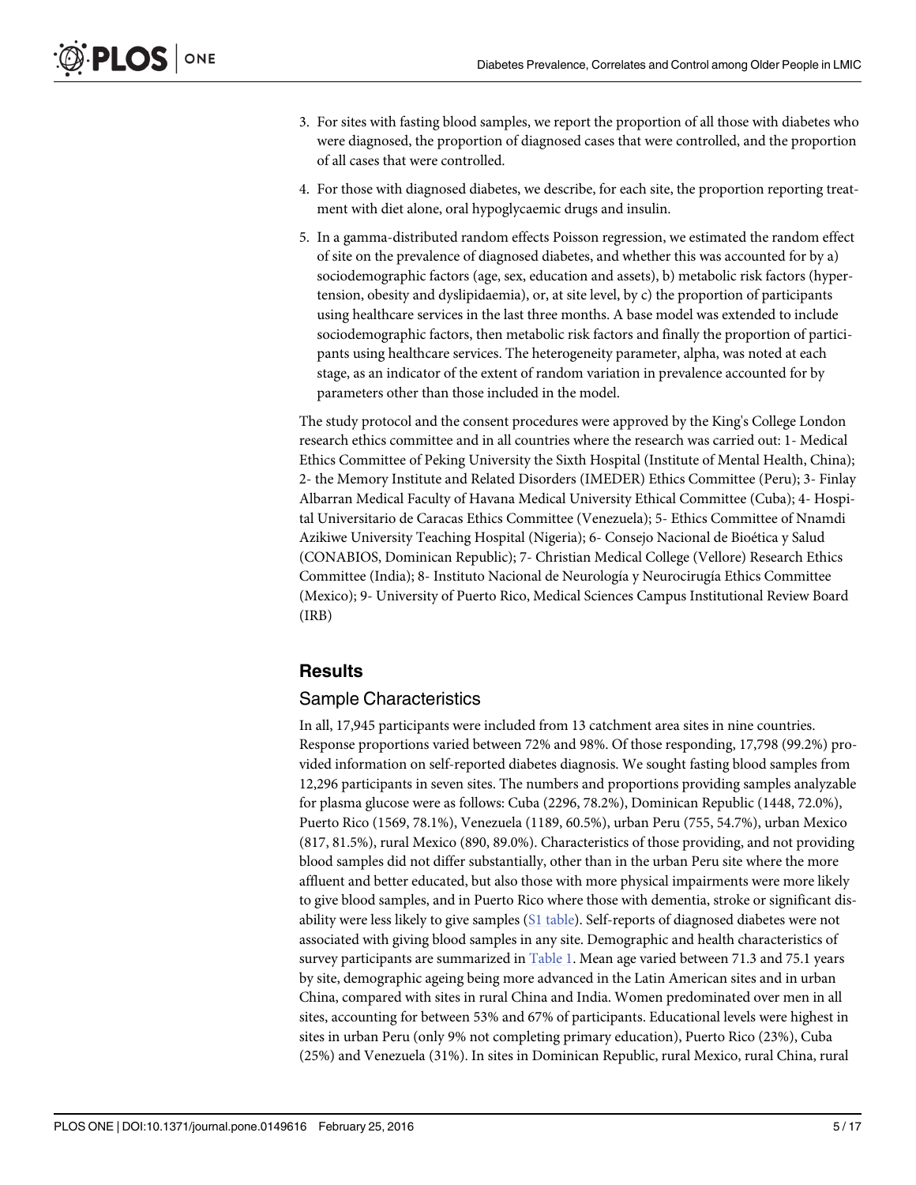3. For sites with fasting blood samples, we report the proportion of all those with diabetes who were diagnosed, the proportion of diagnosed cases that were controlled, and the proportion of all cases that were controlled.
4. For those with diagnosed diabetes, we describe, for each site, the proportion reporting treatment with diet alone, oral hypoglycaemic drugs and insulin.
5. In a gamma-distributed random effects Poisson regression, we estimated the random effect of site on the prevalence of diagnosed diabetes, and whether this was accounted for by a) sociodemographic factors (age, sex, education and assets), b) metabolic risk factors (hypertension, obesity and dyslipidaemia), or, at site level, by c) the proportion of participants using healthcare services in the last three months. A base model was extended to include sociodemographic factors, then metabolic risk factors and finally the proportion of participants using healthcare services. The heterogeneity parameter, alpha, was noted at each stage, as an indicator of the extent of random variation in prevalence accounted for by parameters other than those included in the model.

The study protocol and the consent procedures were approved by the King's College London research ethics committee and in all countries where the research was carried out: 1- Medical Ethics Committee of Peking University the Sixth Hospital (Institute of Mental Health, China); 2- the Memory Institute and Related Disorders (IMEDER) Ethics Committee (Peru); 3- Finlay Albarran Medical Faculty of Havana Medical University Ethical Committee (Cuba); 4- Hospital Universitario de Caracas Ethics Committee (Venezuela); 5- Ethics Committee of Nnamdi Azikiwe University Teaching Hospital (Nigeria); 6- Consejo Nacional de Bioética y Salud (CONABIOS, Dominican Republic); 7- Christian Medical College (Vellore) Research Ethics Committee (India); 8- Instituto Nacional de Neurología y Neurocirugía Ethics Committee (Mexico); 9- University of Puerto Rico, Medical Sciences Campus Institutional Review Board (IRB)

## Results

### Sample Characteristics

In all, 17,945 participants were included from 13 catchment area sites in nine countries. Response proportions varied between 72% and 98%. Of those responding, 17,798 (99.2%) provided information on self-reported diabetes diagnosis. We sought fasting blood samples from 12,296 participants in seven sites. The numbers and proportions providing samples analyzable for plasma glucose were as follows: Cuba (2296, 78.2%), Dominican Republic (1448, 72.0%), Puerto Rico (1569, 78.1%), Venezuela (1189, 60.5%), urban Peru (755, 54.7%), urban Mexico (817, 81.5%), rural Mexico (890, 89.0%). Characteristics of those providing, and not providing blood samples did not differ substantially, other than in the urban Peru site where the more affluent and better educated, but also those with more physical impairments were more likely to give blood samples, and in Puerto Rico where those with dementia, stroke or significant disability were less likely to give samples (S1 table). Self-reports of diagnosed diabetes were not associated with giving blood samples in any site. Demographic and health characteristics of survey participants are summarized in Table 1. Mean age varied between 71.3 and 75.1 years by site, demographic ageing being more advanced in the Latin American sites and in urban China, compared with sites in rural China and India. Women predominated over men in all sites, accounting for between 53% and 67% of participants. Educational levels were highest in sites in urban Peru (only 9% not completing primary education), Puerto Rico (23%), Cuba (25%) and Venezuela (31%). In sites in Dominican Republic, rural Mexico, rural China, rural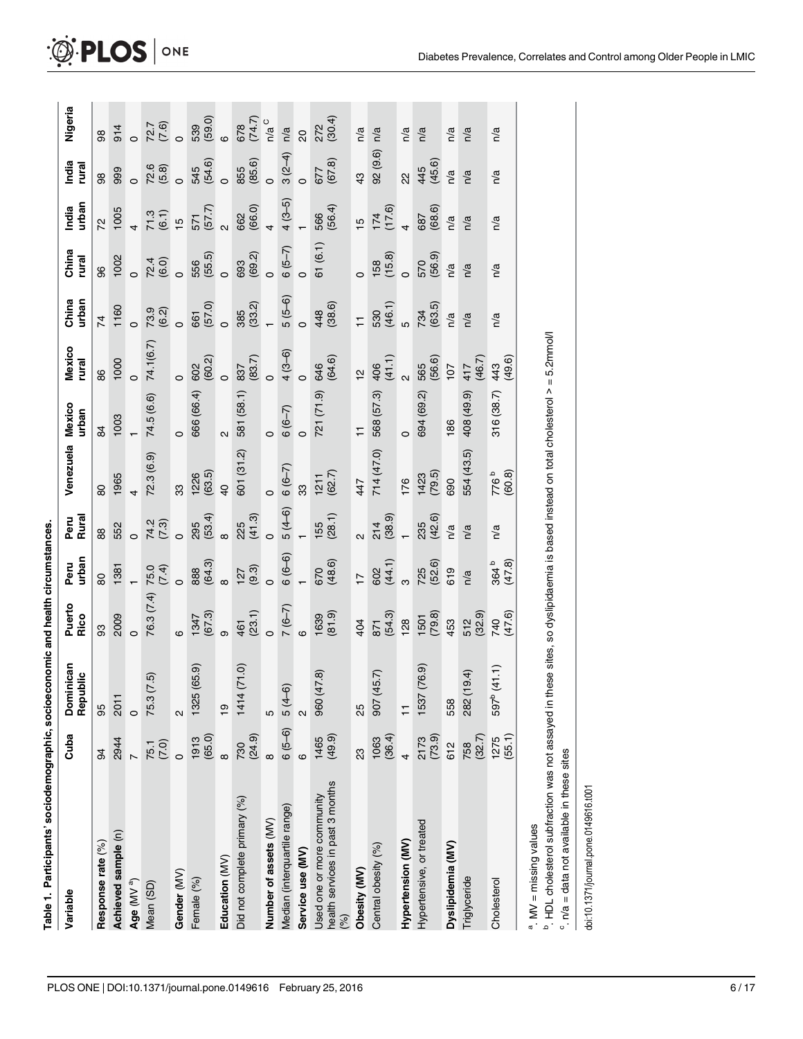**Table 1. Participants' sociodemographic, socioeconomic and health circumstances.**

| Variable | Cuba | Dominican Republic | Puerto Rico | Peru urban | Peru Rural | Venezuela | Mexico urban | Mexico rural | China urban | China rural | India urban | India rural | Nigeria |
|---|---|---|---|---|---|---|---|---|---|---|---|---|---|
| **Response rate** (%) | 94 | 95 | 93 | 80 | 88 | 80 | 84 | 86 | 74 | 96 | 72 | 98 | 98 |
| **Achieved sample** (n) | 2944 | 2011 | 2009 | 1381 | 552 | 1965 | 1003 | 1000 | 1160 | 1002 | 1005 | 999 | 914 |
| **Age** (MV [a]) | 7 | 0 | 0 | 1 | 0 | 4 | 1 | 0 | 0 | 0 | 4 | 0 | 0 |
| Mean (SD) | 75.1 (7.0) | 75.3 (7.5) | 76.3 (7.4) | 75.0 (7.4) | 74.2 (7.3) | 72.3 (6.9) | 74.5 (6.6) | 74.1(6.7) | 73.9 (6.2) | 72.4 (6.0) | 71.3 (6.1) | 72.6 (5.8) | 72.7 (7.6) |
| **Gender** (MV) | 0 | 2 | 6 | 0 | 0 | 33 | 0 | 0 | 0 | 0 | 15 | 0 | 0 |
| Female (%) | 1913 (65.0) | 1325 (65.9) | 1347 (67.3) | 888 (64.3) | 295 (53.4) | 1226 (63.5) | 666 (66.4) | 602 (60.2) | 661 (57.0) | 556 (55.5) | 571 (57.7) | 545 (54.6) | 539 (59.0) |
| **Education** (MV) | 8 | 19 | 9 | 8 | 8 | 40 | 2 | 0 | 0 | 0 | 2 | 0 | 6 |
| Did not complete primary (%) | 730 (24.9) | 1414 (71.0) | 461 (23.1) | 127 (9.3) | 225 (41.3) | 601 (31.2) | 581 (58.1) | 837 (83.7) | 385 (33.2) | 693 (69.2) | 662 (66.0) | 855 (85.6) | 678 (74.7) |
| **Number of assets** (MV) | 8 | 5 | 0 | 0 | 0 | 0 | 0 | 0 | 1 | 0 | 4 | 0 | n/a [c] |
| Median (interquartile range) | 6 (5–6) | 5 (4–6) | 7 (6–7) | 6 (6–6) | 5 (4–6) | 6 (6–7) | 6 (6–7) | 4 (3–6) | 5 (5–6) | 6 (5–7) | 4 (3–5) | 3 (2–4) | n/a |
| **Service use (MV)** | 6 | 2 | 6 | 1 | 1 | 33 | 0 | 0 | 0 | 0 | 1 | 0 | 20 |
| Used one or more community health services in past 3 months (%) | 1465 (49.9) | 960 (47.8) | 1639 (81.9) | 670 (48.6) | 155 (28.1) | 1211 (62.7) | 721 (71.9) | 646 (64.6) | 448 (38.6) | 61 (6.1) | 566 (56.4) | 677 (67.8) | 272 (30.4) |
| **Obesity (MV)** | 23 | 25 | 404 | 17 | 2 | 447 | 11 | 12 | 11 | 0 | 15 | 43 | n/a |
| Central obesity (%) | 1063 (36.4) | 907 (45.7) | 871 (54.3) | 602 (44.1) | 214 (38.9) | 714 (47.0) | 568 (57.3) | 406 (41.1) | 530 (46.1) | 158 (15.8) | 174 (17.6) | 92 (9.6) | n/a |
| **Hypertension (MV)** | 4 | 11 | 128 | 3 | 1 | 176 | 0 | 2 | 5 | 0 | 4 | 22 | n/a |
| Hypertensive, or treated | 2173 (73.9) | 1537 (76.9) | 1501 (79.8) | 725 (52.6) | 235 (42.6) | 1423 (79.5) | 694 (69.2) | 565 (56.6) | 734 (63.5) | 570 (56.9) | 687 (68.6) | 445 (45.6) | n/a |
| **Dyslipidemia (MV)** | 612 | 558 | 453 | 619 | n/a | 690 | 186 | 107 | n/a | n/a | n/a | n/a | n/a |
| Triglyceride | 758 (32.7) | 282 (19.4) | 512 (32.9) | n/a | n/a | 554 (43.5) | 408 (49.9) | 417 (46.7) | n/a | n/a | n/a | n/a | n/a |
| Cholesterol | 1275 (55.1) | 597 [b] (41.1) | 740 (47.6) | 364 [b] (47.8) | n/a | 776 [b] (60.8) | 316 (38.7) | 443 (49.6) | n/a | n/a | n/a | n/a | n/a |

[a]. MV = missing values

[b]. HDL cholesterol subfraction was not assayed in these sites, so dyslipidaemia is based instead on total cholesterol > = 5.2mmol/l

[c]. n/a = data not available in these sites

doi:10.1371/journal.pone.0149616.t001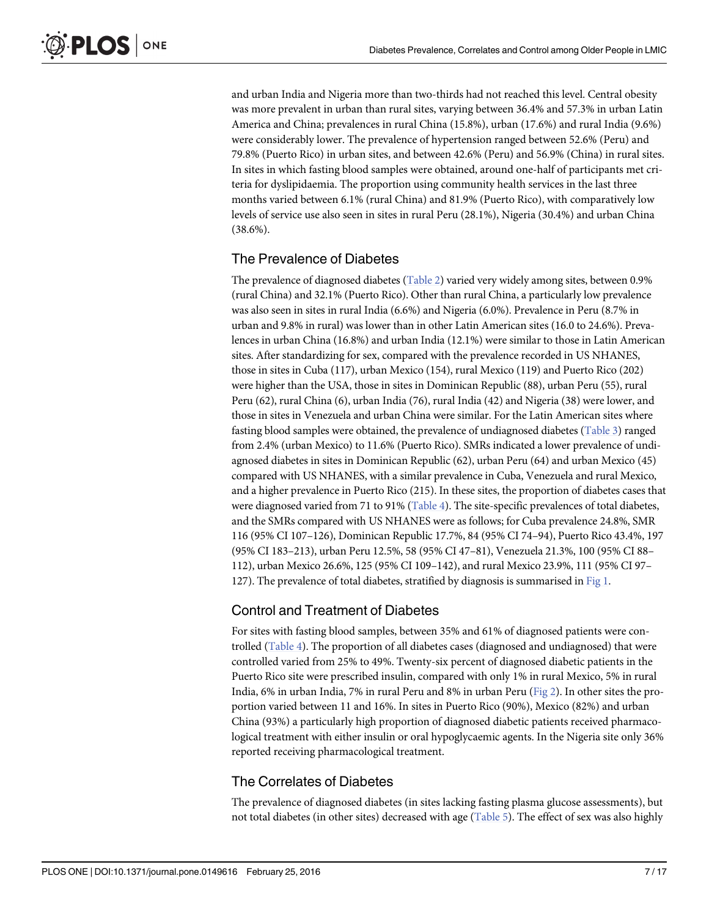and urban India and Nigeria more than two-thirds had not reached this level. Central obesity was more prevalent in urban than rural sites, varying between 36.4% and 57.3% in urban Latin America and China; prevalences in rural China (15.8%), urban (17.6%) and rural India (9.6%) were considerably lower. The prevalence of hypertension ranged between 52.6% (Peru) and 79.8% (Puerto Rico) in urban sites, and between 42.6% (Peru) and 56.9% (China) in rural sites. In sites in which fasting blood samples were obtained, around one-half of participants met criteria for dyslipidaemia. The proportion using community health services in the last three months varied between 6.1% (rural China) and 81.9% (Puerto Rico), with comparatively low levels of service use also seen in sites in rural Peru (28.1%), Nigeria (30.4%) and urban China (38.6%).

## The Prevalence of Diabetes

The prevalence of diagnosed diabetes (Table 2) varied very widely among sites, between 0.9% (rural China) and 32.1% (Puerto Rico). Other than rural China, a particularly low prevalence was also seen in sites in rural India (6.6%) and Nigeria (6.0%). Prevalence in Peru (8.7% in urban and 9.8% in rural) was lower than in other Latin American sites (16.0 to 24.6%). Prevalences in urban China (16.8%) and urban India (12.1%) were similar to those in Latin American sites. After standardizing for sex, compared with the prevalence recorded in US NHANES, those in sites in Cuba (117), urban Mexico (154), rural Mexico (119) and Puerto Rico (202) were higher than the USA, those in sites in Dominican Republic (88), urban Peru (55), rural Peru (62), rural China (6), urban India (76), rural India (42) and Nigeria (38) were lower, and those in sites in Venezuela and urban China were similar. For the Latin American sites where fasting blood samples were obtained, the prevalence of undiagnosed diabetes (Table 3) ranged from 2.4% (urban Mexico) to 11.6% (Puerto Rico). SMRs indicated a lower prevalence of undiagnosed diabetes in sites in Dominican Republic (62), urban Peru (64) and urban Mexico (45) compared with US NHANES, with a similar prevalence in Cuba, Venezuela and rural Mexico, and a higher prevalence in Puerto Rico (215). In these sites, the proportion of diabetes cases that were diagnosed varied from 71 to 91% (Table 4). The site-specific prevalences of total diabetes, and the SMRs compared with US NHANES were as follows; for Cuba prevalence 24.8%, SMR 116 (95% CI 107–126), Dominican Republic 17.7%, 84 (95% CI 74–94), Puerto Rico 43.4%, 197 (95% CI 183–213), urban Peru 12.5%, 58 (95% CI 47–81), Venezuela 21.3%, 100 (95% CI 88–112), urban Mexico 26.6%, 125 (95% CI 109–142), and rural Mexico 23.9%, 111 (95% CI 97–127). The prevalence of total diabetes, stratified by diagnosis is summarised in Fig 1.

## Control and Treatment of Diabetes

For sites with fasting blood samples, between 35% and 61% of diagnosed patients were controlled (Table 4). The proportion of all diabetes cases (diagnosed and undiagnosed) that were controlled varied from 25% to 49%. Twenty-six percent of diagnosed diabetic patients in the Puerto Rico site were prescribed insulin, compared with only 1% in rural Mexico, 5% in rural India, 6% in urban India, 7% in rural Peru and 8% in urban Peru (Fig 2). In other sites the proportion varied between 11 and 16%. In sites in Puerto Rico (90%), Mexico (82%) and urban China (93%) a particularly high proportion of diagnosed diabetic patients received pharmacological treatment with either insulin or oral hypoglycaemic agents. In the Nigeria site only 36% reported receiving pharmacological treatment.

## The Correlates of Diabetes

The prevalence of diagnosed diabetes (in sites lacking fasting plasma glucose assessments), but not total diabetes (in other sites) decreased with age (Table 5). The effect of sex was also highly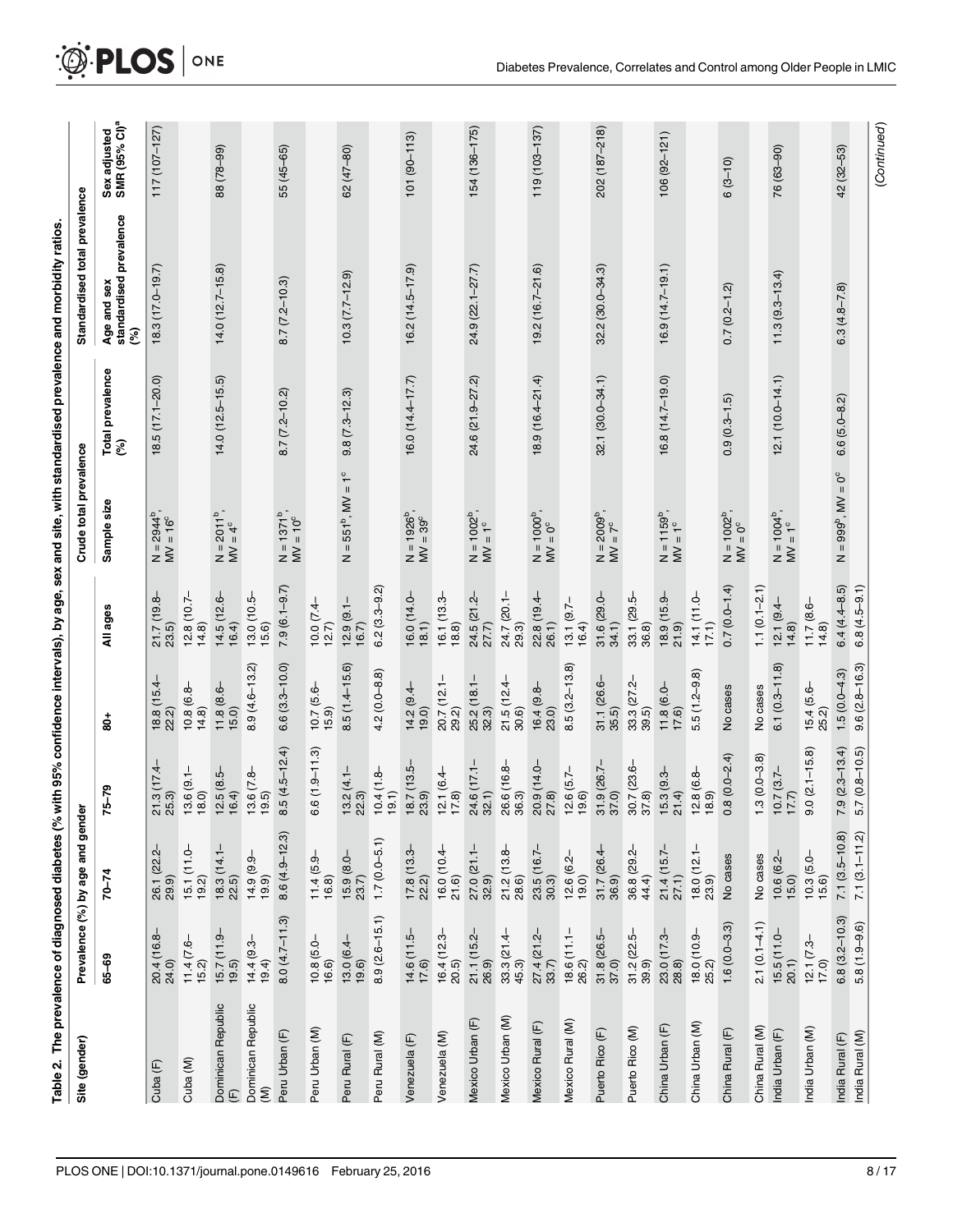Table 2. The prevalence of diagnosed diabetes (% with 95% confidence intervals), by age, sex and site, with standardised prevalence and morbidity ratios.

| Site (gender) | Prevalence (%) by age and gender | | | | | Crude total prevalence | | Standardised total prevalence | |
|---|---|---|---|---|---|---|---|---|---|
| | 65–69 | 70–74 | 75–79 | 80+ | All ages | Sample size | Total prevalence (%) | Age and sex standardised prevalence (%) | Sex adjusted SMR (95% CI)[a] |
| Cuba (F) | 20.4 (16.8–24.0) | 26.1 (22.2–29.9) | 21.3 (17.4–25.3) | 18.8 (15.4–22.2) | 21.7 (19.8–23.5) | N = 2944[b], MV = 16[c] | 18.5 (17.1–20.0) | 18.3 (17.0–19.7) | 117 (107–127) |
| Cuba (M) | 11.4 (7.6–15.2) | 15.1 (11.0–19.2) | 13.6 (9.1–18.0) | 10.8 (6.8–14.8) | 12.8 (10.7–14.8) | | | | |
| Dominican Republic (F) | 15.7 (11.9–19.5) | 18.3 (14.1–22.5) | 12.5 (8.5–16.4) | 11.8 (8.6–15.0) | 14.5 (12.6–16.4) | N = 2011[b], MV = 4[c] | 14.0 (12.5–15.5) | 14.0 (12.7–15.8) | 88 (78–99) |
| Dominican Republic (M) | 14.4 (9.3–19.4) | 14.9 (9.9–19.9) | 13.6 (7.8–19.5) | 8.9 (4.6–13.2) | 13.0 (10.5–15.6) | | | | |
| Peru Urban (F) | 8.0 (4.7–11.3) | 8.6 (4.9–12.3) | 8.5 (4.5–12.4) | 6.6 (3.3–10.0) | 7.9 (6.1–9.7) | N = 1371[b], MV = 10[c] | 8.7 (7.2–10.2) | 8.7 (7.2–10.3) | 55 (45–65) |
| Peru Urban (M) | 10.8 (5.0–16.6) | 11.4 (5.9–16.8) | 6.6 (1.9–11.3) | 10.7 (5.6–15.9) | 10.0 (7.4–12.7) | | | | |
| Peru Rural (F) | 13.0 (6.4–19.6) | 15.9 (8.0–23.7) | 13.2 (4.1–22.3) | 8.5 (1.4–15.6) | 12.9 (9.1–16.7) | N = 551[b], MV = 1[c] | 9.8 (7.3–12.3) | 10.3 (7.7–12.9) | 62 (47–80) |
| Peru Rural (M) | 8.9 (2.6–15.1) | 1.7 (0.0–5.1) | 10.4 (1.8–19.1) | 4.2 (0.0–8.8) | 6.2 (3.3–9.2) | | | | |
| Venezuela (F) | 14.6 (11.5–17.6) | 17.8 (13.3–22.2) | 18.7 (13.5–23.9) | 14.2 (9.4–19.0) | 16.0 (14.0–18.1) | N = 1926[b], MV = 39[c] | 16.0 (14.4–17.7) | 16.2 (14.5–17.9) | 101 (90–113) |
| Venezuela (M) | 16.4 (12.3–20.5) | 16.0 (10.4–21.6) | 12.1 (6.4–17.8) | 20.7 (12.1–29.2) | 16.1 (13.3–18.8) | | | | |
| Mexico Urban (F) | 21.1 (15.2–26.9) | 27.0 (21.1–32.9) | 24.6 (17.1–32.1) | 25.2 (18.1–32.3) | 24.5 (21.2–27.7) | N = 1002[b], MV = 1[c] | 24.6 (21.9–27.2) | 24.9 (22.1–27.7) | 154 (136–175) |
| Mexico Urban (M) | 33.3 (21.4–45.3) | 21.2 (13.8–28.6) | 26.6 (16.8–36.3) | 21.5 (12.4–30.6) | 24.7 (20.1–29.3) | | | | |
| Mexico Rural (F) | 27.4 (21.2–33.7) | 23.5 (16.7–30.3) | 20.9 (14.0–27.8) | 16.4 (9.8–23.0) | 22.8 (19.4–26.1) | N = 1000[b], MV = 0[c] | 18.9 (16.4–21.4) | 19.2 (16.7–21.6) | 119 (103–137) |
| Mexico Rural (M) | 18.6 (11.1–26.2) | 12.6 (6.2–19.0) | 12.6 (5.7–19.6) | 8.5 (3.2–13.8) | 13.1 (9.7–16.4) | | | | |
| Puerto Rico (F) | 31.8 (26.5–37.0) | 31.7 (26.4–36.9) | 31.9 (26.7–37.0) | 31.1 (26.6–35.5) | 31.6 (29.0–34.1) | N = 2009[b], MV = 7[c] | 32.1 (30.0–34.1) | 32.2 (30.0–34.3) | 202 (187–218) |
| Puerto Rico (M) | 31.2 (22.5–39.9) | 36.8 (29.2–44.4) | 30.7 (23.6–37.8) | 33.3 (27.2–39.5) | 33.1 (29.5–36.8) | | | | |
| China Urban (F) | 23.0 (17.3–28.8) | 21.4 (15.7–27.1) | 15.3 (9.3–21.4) | 11.8 (6.0–17.6) | 18.9 (15.9–21.9) | N = 1159[b], MV = 1[c] | 16.8 (14.7–19.0) | 16.9 (14.7–19.1) | 106 (92–121) |
| China Urban (M) | 18.0 (10.9–25.2) | 18.0 (12.1–23.9) | 12.8 (6.8–18.9) | 5.5 (1.2–9.8) | 14.1 (11.0–17.1) | | | | |
| China Rural (F) | 1.6 (0.0–3.3) | No cases | 0.8 (0.0–2.4) | No cases | 0.7 (0.0–1.4) | N = 1002[b], MV = 0[c] | 0.9 (0.3–1.5) | 0.7 (0.2–1.2) | 6 (3–10) |
| China Rural (M) | 2.1 (0.1–4.1) | No cases | 1.3 (0.0–3.8) | No cases | 1.1 (0.1–2.1) | | | | |
| India Urban (F) | 15.5 (11.0–20.1) | 10.6 (6.2–15.0) | 10.7 (3.7–17.7) | 6.1 (0.3–11.8) | 12.1 (9.4–14.8) | N = 1004[b], MV = 1[c] | 12.1 (10.0–14.1) | 11.3 (9.3–13.4) | 76 (63–90) |
| India Urban (M) | 12.1 (7.3–17.0) | 10.3 (5.0–15.6) | 9.0 (2.1–15.8) | 15.4 (5.6–25.2) | 11.7 (8.6–14.8) | | | | |
| India Rural (F) | 6.8 (3.2–10.3) | 7.1 (3.5–10.8) | 7.9 (2.3–13.4) | 1.5 (0.0–4.3) | 6.4 (4.4–8.5) | N = 999[b], MV = 0[c] | 6.6 (5.0–8.2) | 6.3 (4.8–7.8) | 42 (32–53) |
| India Rural (M) | 5.8 (1.9–9.6) | 7.1 (3.1–11.2) | 5.7 (0.8–10.5) | 9.6 (2.8–16.3) | 6.8 (4.5–9.1) | | | | |

(Continued)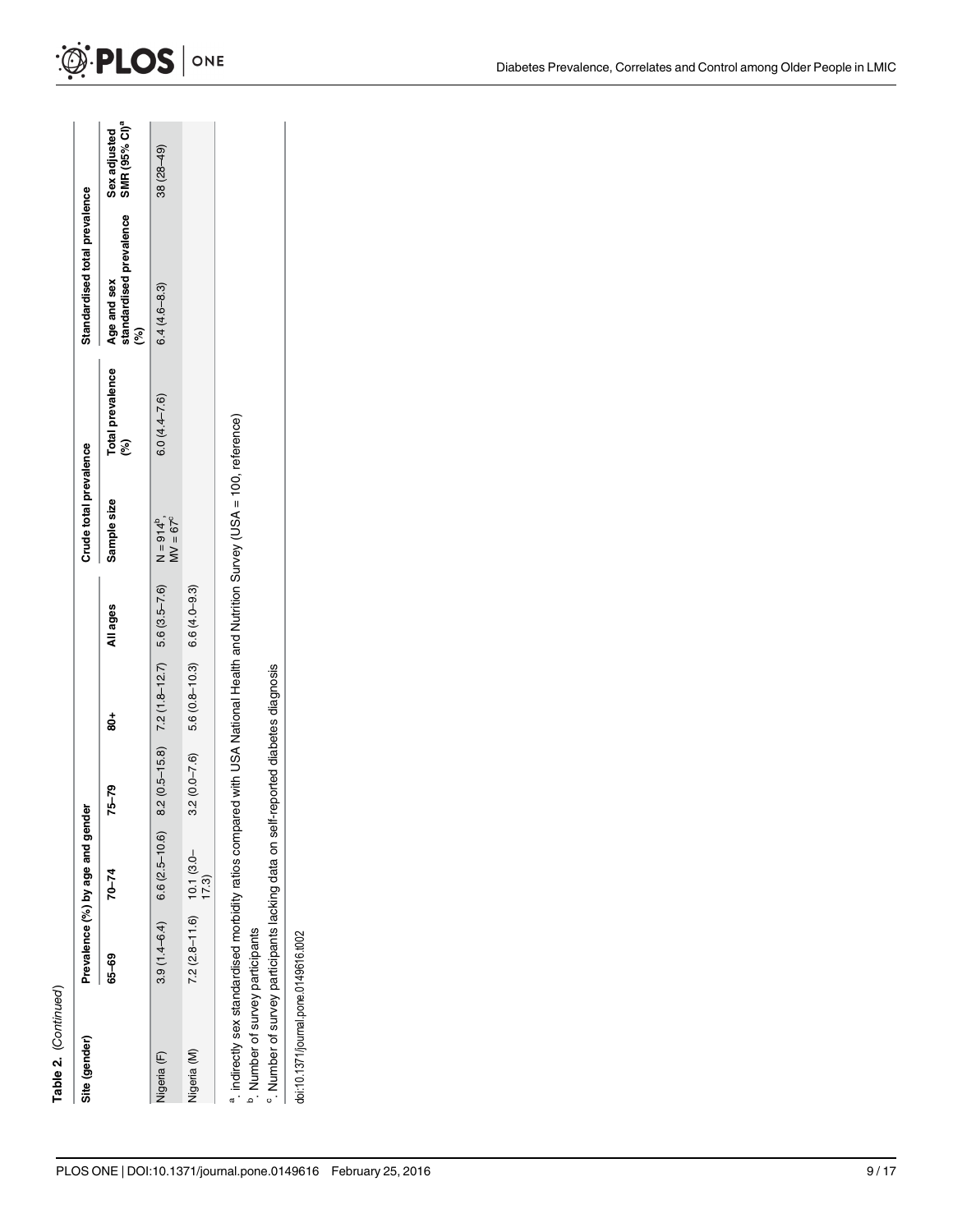**Table 2.** (Continued)

| Site (gender) | Prevalence (%) by age and gender | | | | | Crude total prevalence | | Standardised total prevalence | |
|---|---|---|---|---|---|---|---|---|---|
| | 65–69 | 70–74 | 75–79 | 80+ | All ages | Sample size | Total prevalence (%) | Age and sex standardised prevalence (%) | Sex adjusted SMR (95% CI)[a] |
| Nigeria (F) | 3.9 (1.4–6.4) | 6.6 (2.5–10.6) | 8.2 (0.5–15.8) | 7.2 (1.8–12.7) | 5.6 (3.5–7.6) | N = 914[b], MV = 67[c] | 6.0 (4.4–7.6) | 6.4 (4.6–8.3) | 38 (28–49) |
| Nigeria (M) | 7.2 (2.8–11.6) | 10.1 (3.0–17.3) | 3.2 (0.0–7.6) | 5.6 (0.8–10.3) | 6.6 (4.0–9.3) | | | | |

[a]. indirectly sex standardised morbidity ratios compared with USA National Health and Nutrition Survey (USA = 100, reference)

[b]. Number of survey participants

[c]. Number of survey participants lacking data on self-reported diabetes diagnosis

doi:10.1371/journal.pone.0149616.t002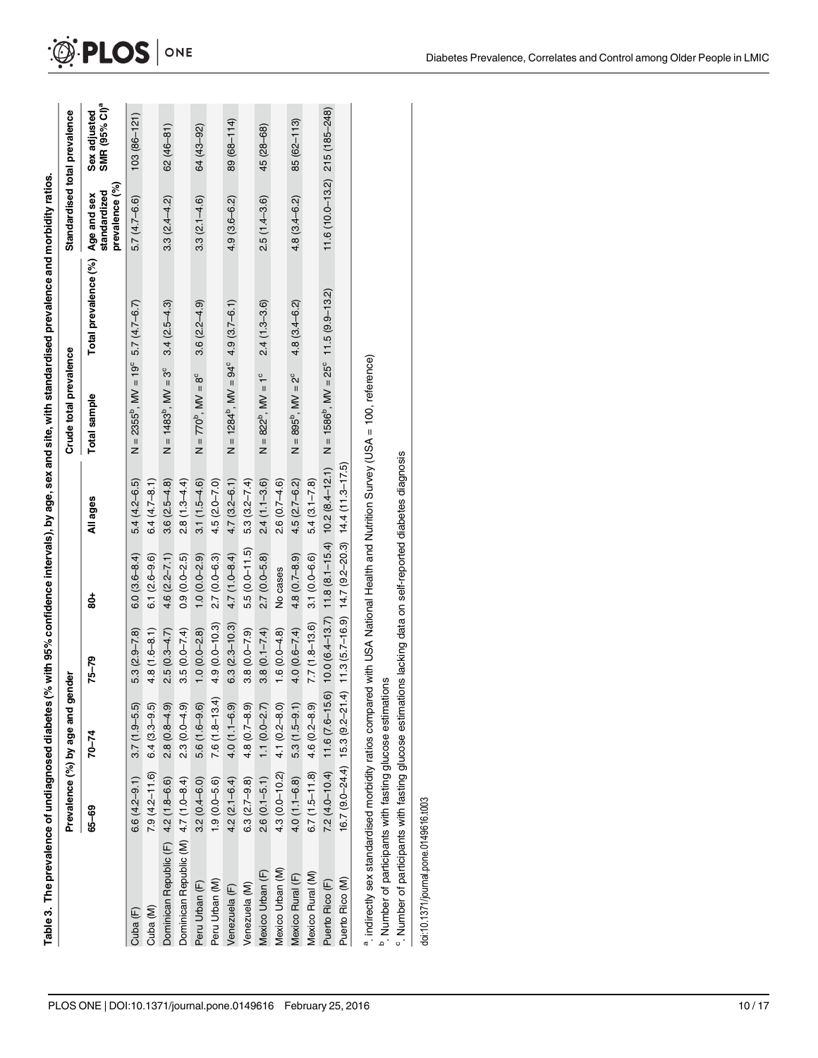**Table 3. The prevalence of undiagnosed diabetes (% with 95% confidence intervals), by age, sex and site, with standardised prevalence and morbidity ratios.**

| | Prevalence (%) by age and gender | | | | | Crude total prevalence | | Standardised total prevalence | |
|---|---|---|---|---|---|---|---|---|---|
| | 65–69 | 70–74 | 75–79 | 80+ | All ages | Total sample | Total prevalence (%) | Age and sex standardized prevalence (%) | Sex adjusted SMR (95% CI)[a] |
| Cuba (F) | 6.6 (4.2–9.1) | 3.7 (1.9–5.5) | 5.3 (2.9–7.8) | 6.0 (3.6–8.4) | 5.4 (4.2–6.5) | N = 2355[b], MV = 19[c] | 5.7 (4.7–6.7) | 5.7 (4.7–6.6) | 103 (86–121) |
| Cuba (M) | 7.9 (4.2–11.6) | 6.4 (3.3–9.5) | 4.8 (1.6–8.1) | 6.1 (2.6–9.6) | 6.4 (4.7–8.1) | | | | |
| Dominican Republic (F) | 4.2 (1.8–6.6) | 2.8 (0.8–4.9) | 2.5 (0.3–4.7) | 4.6 (2.2–7.1) | 3.6 (2.5–4.8) | N = 1483[b], MV = 3[c] | 3.4 (2.5–4.3) | 3.3 (2.4–4.2) | 62 (46–81) |
| Dominican Republic (M) | 4.7 (1.0–8.4) | 2.3 (0.0–4.9) | 3.5 (0.0–7.4) | 0.9 (0.0–2.5) | 2.8 (1.3–4.4) | | | | |
| Peru Urban (F) | 3.2 (0.4–6.0) | 5.6 (1.6–9.6) | 1.0 (0.0–2.8) | 1.0 (0.0–2.9) | 3.1 (1.5–4.6) | N = 770[b], MV = 8[c] | 3.6 (2.2–4.9) | 3.3 (2.1–4.6) | 64 (43–92) |
| Peru Urban (M) | 1.9 (0.0–5.6) | 7.6 (1.8–13.4) | 4.9 (0.0–10.3) | 2.7 (0.0–6.3) | 4.5 (2.0–7.0) | | | | |
| Venezuela (F) | 4.2 (2.1–6.4) | 4.0 (1.1–6.9) | 6.3 (2.3–10.3) | 4.7 (1.0–8.4) | 4.7 (3.2–6.1) | N = 1284[b], MV = 94[c] | 4.9 (3.7–6.1) | 4.9 (3.6–6.2) | 89 (68–114) |
| Venezuela (M) | 6.3 (2.7–9.8) | 4.8 (0.7–8.9) | 3.8 (0.0–7.9) | 5.5 (0.0–11.5) | 5.3 (3.2–7.4) | | | | |
| Mexico Urban (F) | 2.6 (0.1–5.1) | 1.1 (0.0–2.7) | 3.8 (0.1–7.4) | 2.7 (0.0–5.8) | 2.4 (1.1–3.6) | N = 822[b], MV = 1[c] | 2.4 (1.3–3.6) | 2.5 (1.4–3.6) | 45 (28–68) |
| Mexico Urban (M) | 4.3 (0.0–10.2) | 4.1 (0.2–8.0) | 1.6 (0.0–4.8) | No cases | 2.6 (0.7–4.6) | | | | |
| Mexico Rural (F) | 4.0 (1.1–6.8) | 5.3 (1.5–9.1) | 4.0 (0.6–7.4) | 4.8 (0.7–8.9) | 4.5 (2.7–6.2) | N = 895[b], MV = 2[c] | 4.8 (3.4–6.2) | 4.8 (3.4–6.2) | 85 (62–113) |
| Mexico Rural (M) | 6.7 (1.5–11.8) | 4.6 (0.2–8.9) | 7.7 (1.8–13.6) | 3.1 (0.0–6.6) | 5.4 (3.1–7.8) | | | | |
| Puerto Rico (F) | 7.2 (4.0–10.4) | 11.6 (7.6–15.6) | 10.0 (6.4–13.7) | 11.8 (8.1–15.4) | 10.2 (8.4–12.1) | N = 1586[b], MV = 25[c] | 11.5 (9.9–13.2) | 11.6 (10.0–13.2) | 215 (185–248) |
| Puerto Rico (M) | 16.7 (9.0–24.4) | 15.3 (9.2–21.4) | 11.3 (5.7–16.9) | 14.7 (9.2–20.3) | 14.4 (11.3–17.5) | | | | |

[a]. indirectly sex standardised morbidity ratios compared with USA National Health and Nutrition Survey (USA = 100, reference)

[b]. Number of participants with fasting glucose estimations

[c]. Number of participants with fasting glucose estimations lacking data on self-reported diabetes diagnosis

doi:10.1371/journal.pone.0149616.t003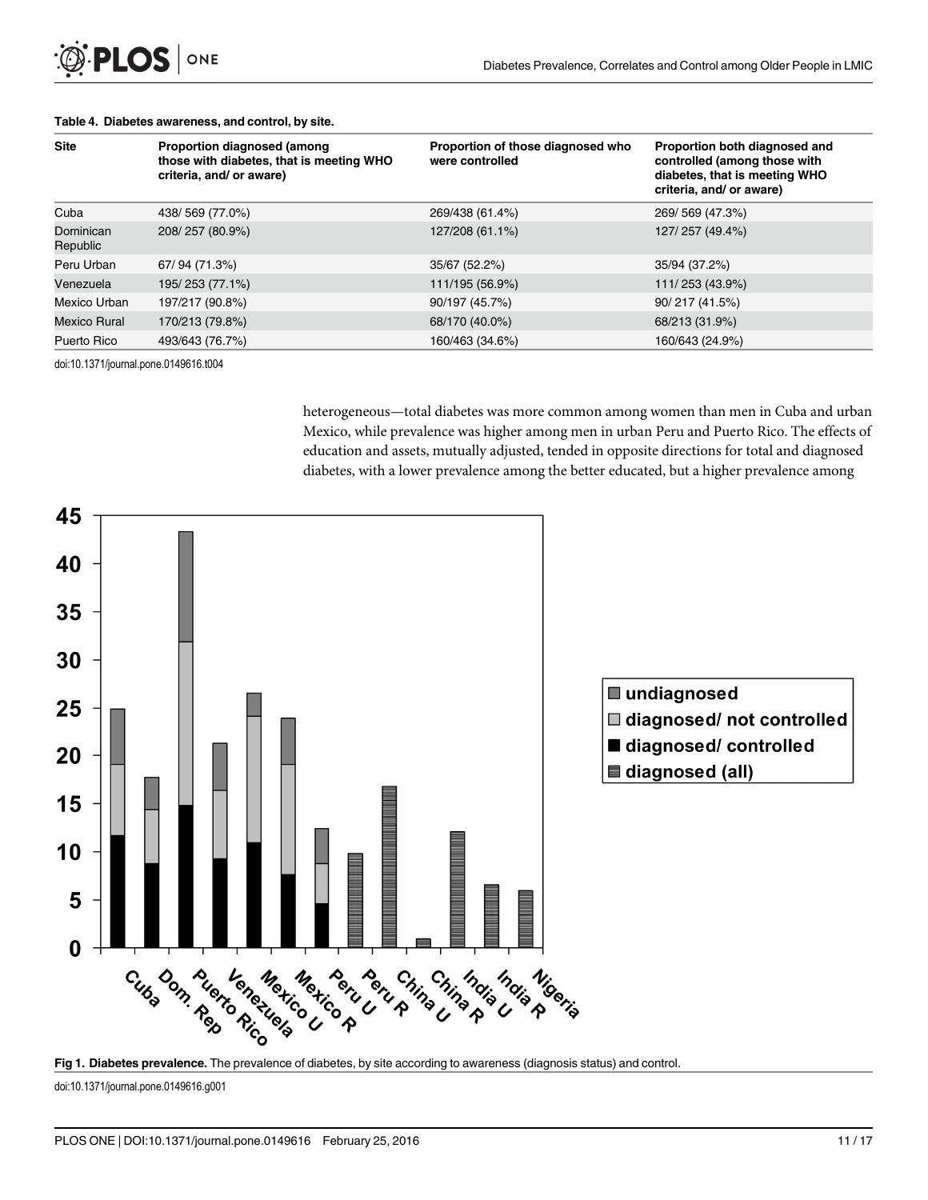**Table 4. Diabetes awareness, and control, by site.**

| Site | Proportion diagnosed (among those with diabetes, that is meeting WHO criteria, and/ or aware) | Proportion of those diagnosed who were controlled | Proportion both diagnosed and controlled (among those with diabetes, that is meeting WHO criteria, and/ or aware) |
|---|---|---|---|
| Cuba | 438/ 569 (77.0%) | 269/438 (61.4%) | 269/ 569 (47.3%) |
| Dominican Republic | 208/ 257 (80.9%) | 127/208 (61.1%) | 127/ 257 (49.4%) |
| Peru Urban | 67/ 94 (71.3%) | 35/67 (52.2%) | 35/94 (37.2%) |
| Venezuela | 195/ 253 (77.1%) | 111/195 (56.9%) | 111/ 253 (43.9%) |
| Mexico Urban | 197/217 (90.8%) | 90/197 (45.7%) | 90/ 217 (41.5%) |
| Mexico Rural | 170/213 (79.8%) | 68/170 (40.0%) | 68/213 (31.9%) |
| Puerto Rico | 493/643 (76.7%) | 160/463 (34.6%) | 160/643 (24.9%) |

doi:10.1371/journal.pone.0149616.t004

heterogeneous—total diabetes was more common among women than men in Cuba and urban Mexico, while prevalence was higher among men in urban Peru and Puerto Rico. The effects of education and assets, mutually adjusted, tended in opposite directions for total and diagnosed diabetes, with a lower prevalence among the better educated, but a higher prevalence among

**Fig 1. Diabetes prevalence.** The prevalence of diabetes, by site according to awareness (diagnosis status) and control.

doi:10.1371/journal.pone.0149616.g001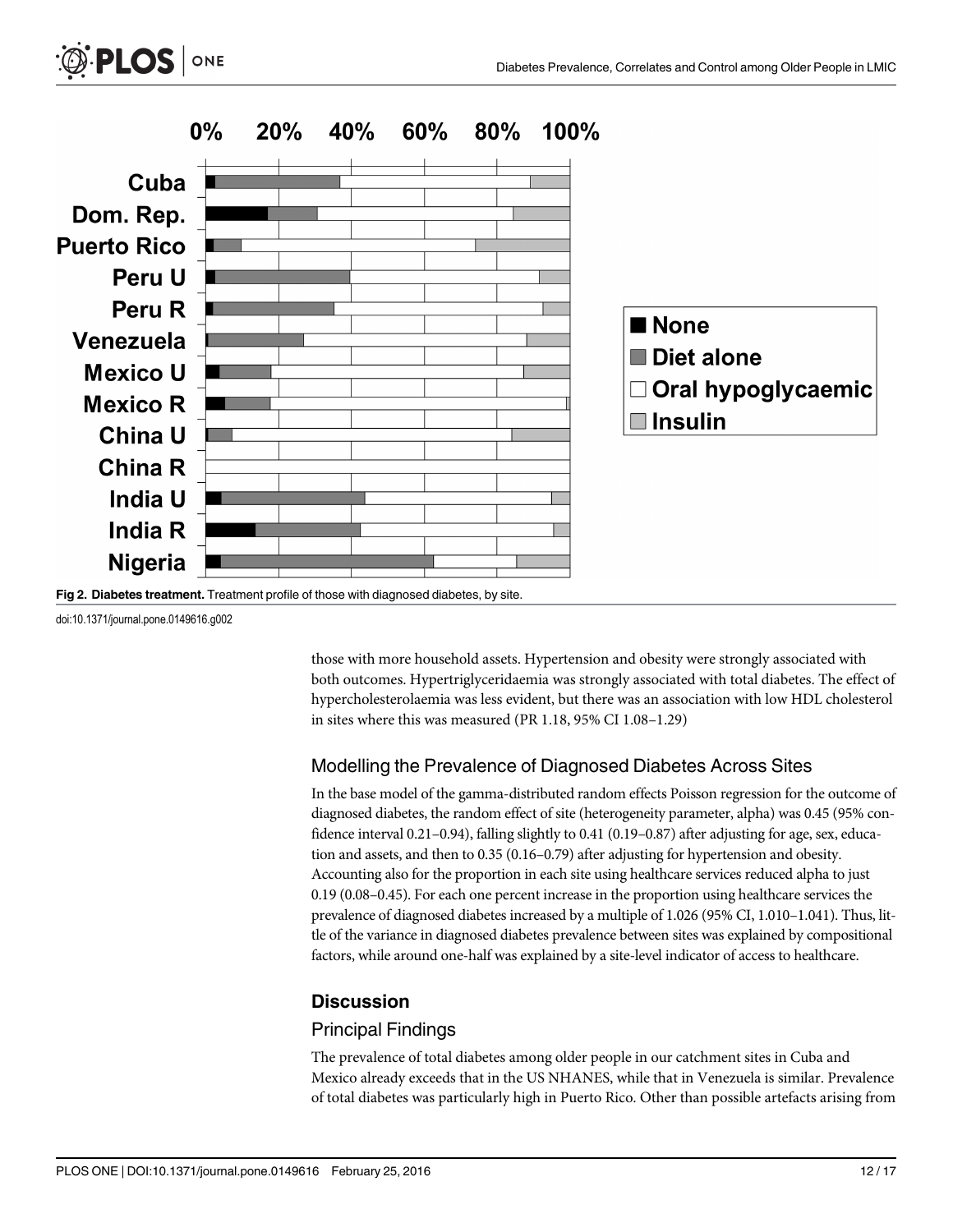**Fig 2. Diabetes treatment.** Treatment profile of those with diagnosed diabetes, by site.

doi:10.1371/journal.pone.0149616.g002

those with more household assets. Hypertension and obesity were strongly associated with both outcomes. Hypertriglyceridaemia was strongly associated with total diabetes. The effect of hypercholesterolaemia was less evident, but there was an association with low HDL cholesterol in sites where this was measured (PR 1.18, 95% CI 1.08–1.29)

## Modelling the Prevalence of Diagnosed Diabetes Across Sites

In the base model of the gamma-distributed random effects Poisson regression for the outcome of diagnosed diabetes, the random effect of site (heterogeneity parameter, alpha) was 0.45 (95% confidence interval 0.21–0.94), falling slightly to 0.41 (0.19–0.87) after adjusting for age, sex, education and assets, and then to 0.35 (0.16–0.79) after adjusting for hypertension and obesity. Accounting also for the proportion in each site using healthcare services reduced alpha to just 0.19 (0.08–0.45). For each one percent increase in the proportion using healthcare services the prevalence of diagnosed diabetes increased by a multiple of 1.026 (95% CI, 1.010–1.041). Thus, little of the variance in diagnosed diabetes prevalence between sites was explained by compositional factors, while around one-half was explained by a site-level indicator of access to healthcare.

# Discussion

## Principal Findings

The prevalence of total diabetes among older people in our catchment sites in Cuba and Mexico already exceeds that in the US NHANES, while that in Venezuela is similar. Prevalence of total diabetes was particularly high in Puerto Rico. Other than possible artefacts arising from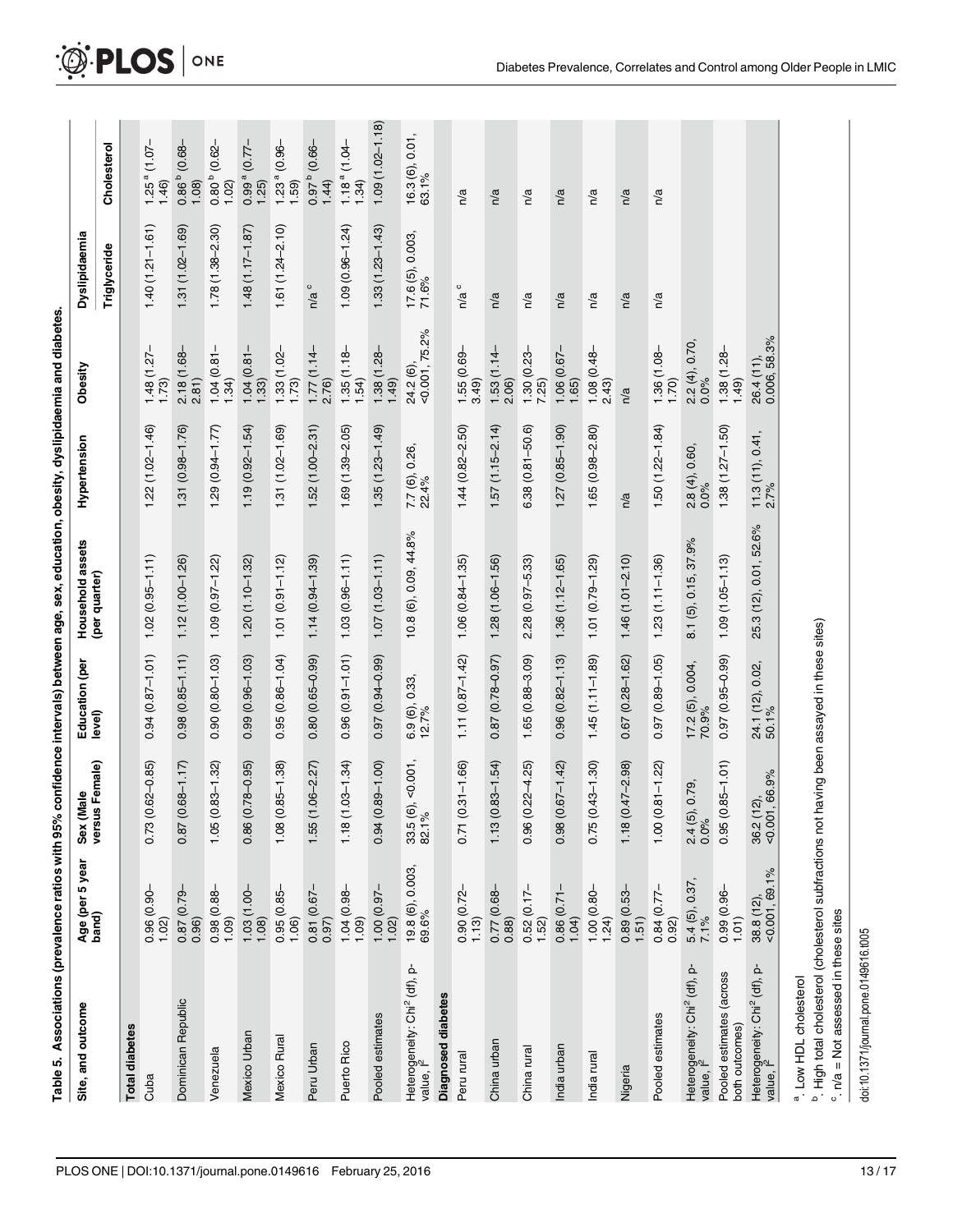**Table 5. Associations (prevalence ratios with 95% confidence intervals) between age, sex, education, obesity, dyslipidaemia and diabetes.**

| Site, and outcome | Age (per 5 year band) | Sex (Male versus Female) | Education (per level) | Household assets (per quarter) | Hypertension | Obesity | Dyslipidaemia | |
|---|---|---|---|---|---|---|---|---|
| | | | | | | | Triglyceride | Cholesterol |
| **Total diabetes** | | | | | | | | |
| Cuba | 0.96 (0.90–1.02) | 0.73 (0.62–0.85) | 0.94 (0.87–1.01) | 1.02 (0.95–1.11) | 1.22 (1.02–1.46) | 1.48 (1.27–1.73) | 1.40 (1.21–1.61) | 1.25 [a] (1.07–1.46) |
| Dominican Republic | 0.87 (0.79–0.96) | 0.87 (0.68–1.17) | 0.98 (0.85–1.11) | 1.12 (1.00–1.26) | 1.31 (0.98–1.76) | 2.18 (1.68–2.81) | 1.31 (1.02–1.69) | 0.86 [b] (0.68–1.08) |
| Venezuela | 0.98 (0.88–1.09) | 1.05 (0.83–1.32) | 0.90 (0.80–1.03) | 1.09 (0.97–1.22) | 1.29 (0.94–1.77) | 1.04 (0.81–1.34) | 1.78 (1.38–2.30) | 0.80 [b] (0.62–1.02) |
| Mexico Urban | 1.03 (1.00–1.08) | 0.86 (0.78–0.95) | 0.99 (0.96–1.03) | 1.20 (1.10–1.32) | 1.19 (0.92–1.54) | 1.04 (0.81–1.33) | 1.48 (1.17–1.87) | 0.99 [a] (0.77–1.25) |
| Mexico Rural | 0.95 (0.85–1.06) | 1.08 (0.85–1.38) | 0.95 (0.86–1.04) | 1.01 (0.91–1.12) | 1.31 (1.02–1.69) | 1.33 (1.02–1.73) | 1.61 (1.24–2.10) | 1.23 [a] (0.96–1.59) |
| Peru Urban | 0.81 (0.67–0.97) | 1.55 (1.06–2.27) | 0.80 (0.65–0.99) | 1.14 (0.94–1.39) | 1.52 (1.00–2.31) | 1.77 (1.14–2.76) | n/a [c] | 0.97 [b] (0.66–1.44) |
| Puerto Rico | 1.04 (0.98–1.09) | 1.18 (1.03–1.34) | 0.96 (0.91–1.01) | 1.03 (0.96–1.11) | 1.69 (1.39–2.05) | 1.35 (1.18–1.54) | 1.09 (0.96–1.24) | 1.18 [a] (1.04–1.34) |
| Pooled estimates | 1.00 (0.97–1.02) | 0.94 (0.89–1.00) | 0.97 (0.94–0.99) | 1.07 (1.03–1.11) | 1.35 (1.23–1.49) | 1.38 (1.28–1.49) | 1.33 (1.23–1.43) | 1.09 (1.02–1.18) |
| Heterogeneity: Chi[2] (df), p-value, $I^2$ | 19.8 (6), 0.003, 69.6% | 33.5 (6), <0.001, 82.1% | 6.9 (6), 0.33, 12.7% | 10.8 (6), 0.09, 44.8% | 7.7 (6), 0.26, 22.4% | 24.2 (6), <0.001, 75.2% | 17.6 (5), 0.003, 71.6% | 16.3 (6), 0.01, 63.1% |
| **Diagnosed diabetes** | | | | | | | | |
| Peru rural | 0.90 (0.72–1.13) | 0.71 (0.31–1.66) | 1.11 (0.87–1.42) | 1.06 (0.84–1.35) | 1.44 (0.82–2.50) | 1.55 (0.69–3.49) | n/a [c] | n/a |
| China urban | 0.77 (0.68–0.88) | 1.13 (0.83–1.54) | 0.87 (0.78–0.97) | 1.28 (1.06–1.56) | 1.57 (1.15–2.14) | 1.53 (1.14–2.06) | n/a | n/a |
| China rural | 0.52 (0.17–1.52) | 0.96 (0.22–4.25) | 1.65 (0.88–3.09) | 2.28 (0.97–5.33) | 6.38 (0.81–50.6) | 1.30 (0.23–7.25) | n/a | n/a |
| India urban | 0.86 (0.71–1.04) | 0.98 (0.67–1.42) | 0.96 (0.82–1.13) | 1.36 (1.12–1.65) | 1.27 (0.85–1.90) | 1.06 (0.67–1.65) | n/a | n/a |
| India rural | 1.00 (0.80–1.24) | 0.75 (0.43–1.30) | 1.45 (1.11–1.89) | 1.01 (0.79–1.29) | 1.65 (0.98–2.80) | 1.08 (0.48–2.43) | n/a | n/a |
| Nigeria | 0.89 (0.53–1.51) | 1.18 (0.47–2.98) | 0.67 (0.28–1.62) | 1.46 (1.01–2.10) | n/a | n/a | n/a | n/a |
| Pooled estimates | 0.84 (0.77–0.92) | 1.00 (0.81–1.22) | 0.97 (0.89–1.05) | 1.23 (1.11–1.36) | 1.50 (1.22–1.84) | 1.36 (1.08–1.70) | n/a | n/a |
| Heterogeneity: Chi[2] (df), p-value, $I^2$ | 5.4 (5), 0.37, 7.1% | 2.4 (5), 0.79, 0.0% | 17.2 (5), 0.004, 70.9% | 8.1 (5), 0.15, 37.9% | 2.8 (4), 0.60, 0.0% | 2.2 (4), 0.70, 0.0% | | |
| Pooled estimates (across both outcomes) | 0.99 (0.96–1.01) | 0.95 (0.85–1.01) | 0.97 (0.95–0.99) | 1.09 (1.05–1.13) | 1.38 (1.27–1.50) | 1.38 (1.28–1.49) | | |
| Heterogeneity: Chi[2] (df), p-value, $I^2$ | 38.8 (12), <0.001, 69.1% | 36.2 (12), <0.001, 66.9% | 24.1 (12), 0.02, 50.1% | 25.3 (12), 0.01, 52.6% | 11.3 (11), 0.41, 2.7% | 26.4 (11), 0.006, 58.3% | | |

[a]. Low HDL cholesterol

[b]. High total cholesterol (cholesterol subfractions not having been assayed in these sites)

[c]. n/a = Not assessed in these sites

doi:10.1371/journal.pone.0149616.t005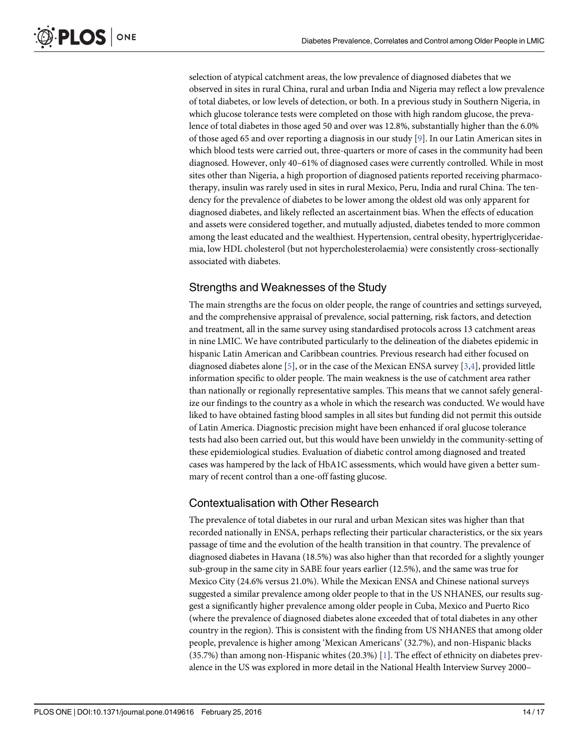selection of atypical catchment areas, the low prevalence of diagnosed diabetes that we observed in sites in rural China, rural and urban India and Nigeria may reflect a low prevalence of total diabetes, or low levels of detection, or both. In a previous study in Southern Nigeria, in which glucose tolerance tests were completed on those with high random glucose, the prevalence of total diabetes in those aged 50 and over was 12.8%, substantially higher than the 6.0% of those aged 65 and over reporting a diagnosis in our study [9]. In our Latin American sites in which blood tests were carried out, three-quarters or more of cases in the community had been diagnosed. However, only 40–61% of diagnosed cases were currently controlled. While in most sites other than Nigeria, a high proportion of diagnosed patients reported receiving pharmacotherapy, insulin was rarely used in sites in rural Mexico, Peru, India and rural China. The tendency for the prevalence of diabetes to be lower among the oldest old was only apparent for diagnosed diabetes, and likely reflected an ascertainment bias. When the effects of education and assets were considered together, and mutually adjusted, diabetes tended to more common among the least educated and the wealthiest. Hypertension, central obesity, hypertriglyceridaemia, low HDL cholesterol (but not hypercholesterolaemia) were consistently cross-sectionally associated with diabetes.

## Strengths and Weaknesses of the Study

The main strengths are the focus on older people, the range of countries and settings surveyed, and the comprehensive appraisal of prevalence, social patterning, risk factors, and detection and treatment, all in the same survey using standardised protocols across 13 catchment areas in nine LMIC. We have contributed particularly to the delineation of the diabetes epidemic in hispanic Latin American and Caribbean countries. Previous research had either focused on diagnosed diabetes alone [5], or in the case of the Mexican ENSA survey [3,4], provided little information specific to older people. The main weakness is the use of catchment area rather than nationally or regionally representative samples. This means that we cannot safely generalize our findings to the country as a whole in which the research was conducted. We would have liked to have obtained fasting blood samples in all sites but funding did not permit this outside of Latin America. Diagnostic precision might have been enhanced if oral glucose tolerance tests had also been carried out, but this would have been unwieldy in the community-setting of these epidemiological studies. Evaluation of diabetic control among diagnosed and treated cases was hampered by the lack of HbA1C assessments, which would have given a better summary of recent control than a one-off fasting glucose.

## Contextualisation with Other Research

The prevalence of total diabetes in our rural and urban Mexican sites was higher than that recorded nationally in ENSA, perhaps reflecting their particular characteristics, or the six years passage of time and the evolution of the health transition in that country. The prevalence of diagnosed diabetes in Havana (18.5%) was also higher than that recorded for a slightly younger sub-group in the same city in SABE four years earlier (12.5%), and the same was true for Mexico City (24.6% versus 21.0%). While the Mexican ENSA and Chinese national surveys suggested a similar prevalence among older people to that in the US NHANES, our results suggest a significantly higher prevalence among older people in Cuba, Mexico and Puerto Rico (where the prevalence of diagnosed diabetes alone exceeded that of total diabetes in any other country in the region). This is consistent with the finding from US NHANES that among older people, prevalence is higher among 'Mexican Americans' (32.7%), and non-Hispanic blacks (35.7%) than among non-Hispanic whites (20.3%) [1]. The effect of ethnicity on diabetes prevalence in the US was explored in more detail in the National Health Interview Survey 2000–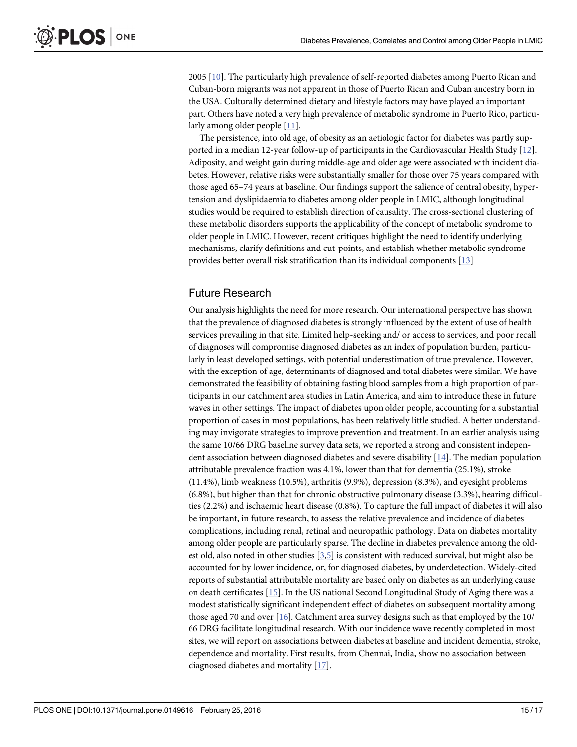2005 [10]. The particularly high prevalence of self-reported diabetes among Puerto Rican and Cuban-born migrants was not apparent in those of Puerto Rican and Cuban ancestry born in the USA. Culturally determined dietary and lifestyle factors may have played an important part. Others have noted a very high prevalence of metabolic syndrome in Puerto Rico, particularly among older people [11].

The persistence, into old age, of obesity as an aetiologic factor for diabetes was partly supported in a median 12-year follow-up of participants in the Cardiovascular Health Study [12]. Adiposity, and weight gain during middle-age and older age were associated with incident diabetes. However, relative risks were substantially smaller for those over 75 years compared with those aged 65–74 years at baseline. Our findings support the salience of central obesity, hypertension and dyslipidaemia to diabetes among older people in LMIC, although longitudinal studies would be required to establish direction of causality. The cross-sectional clustering of these metabolic disorders supports the applicability of the concept of metabolic syndrome to older people in LMIC. However, recent critiques highlight the need to identify underlying mechanisms, clarify definitions and cut-points, and establish whether metabolic syndrome provides better overall risk stratification than its individual components [13]

## Future Research

Our analysis highlights the need for more research. Our international perspective has shown that the prevalence of diagnosed diabetes is strongly influenced by the extent of use of health services prevailing in that site. Limited help-seeking and/ or access to services, and poor recall of diagnoses will compromise diagnosed diabetes as an index of population burden, particularly in least developed settings, with potential underestimation of true prevalence. However, with the exception of age, determinants of diagnosed and total diabetes were similar. We have demonstrated the feasibility of obtaining fasting blood samples from a high proportion of participants in our catchment area studies in Latin America, and aim to introduce these in future waves in other settings. The impact of diabetes upon older people, accounting for a substantial proportion of cases in most populations, has been relatively little studied. A better understanding may invigorate strategies to improve prevention and treatment. In an earlier analysis using the same 10/66 DRG baseline survey data sets, we reported a strong and consistent independent association between diagnosed diabetes and severe disability [14]. The median population attributable prevalence fraction was 4.1%, lower than that for dementia (25.1%), stroke (11.4%), limb weakness (10.5%), arthritis (9.9%), depression (8.3%), and eyesight problems (6.8%), but higher than that for chronic obstructive pulmonary disease (3.3%), hearing difficulties (2.2%) and ischaemic heart disease (0.8%). To capture the full impact of diabetes it will also be important, in future research, to assess the relative prevalence and incidence of diabetes complications, including renal, retinal and neuropathic pathology. Data on diabetes mortality among older people are particularly sparse. The decline in diabetes prevalence among the oldest old, also noted in other studies [3,5] is consistent with reduced survival, but might also be accounted for by lower incidence, or, for diagnosed diabetes, by underdetection. Widely-cited reports of substantial attributable mortality are based only on diabetes as an underlying cause on death certificates [15]. In the US national Second Longitudinal Study of Aging there was a modest statistically significant independent effect of diabetes on subsequent mortality among those aged 70 and over [16]. Catchment area survey designs such as that employed by the 10/66 DRG facilitate longitudinal research. With our incidence wave recently completed in most sites, we will report on associations between diabetes at baseline and incident dementia, stroke, dependence and mortality. First results, from Chennai, India, show no association between diagnosed diabetes and mortality [17].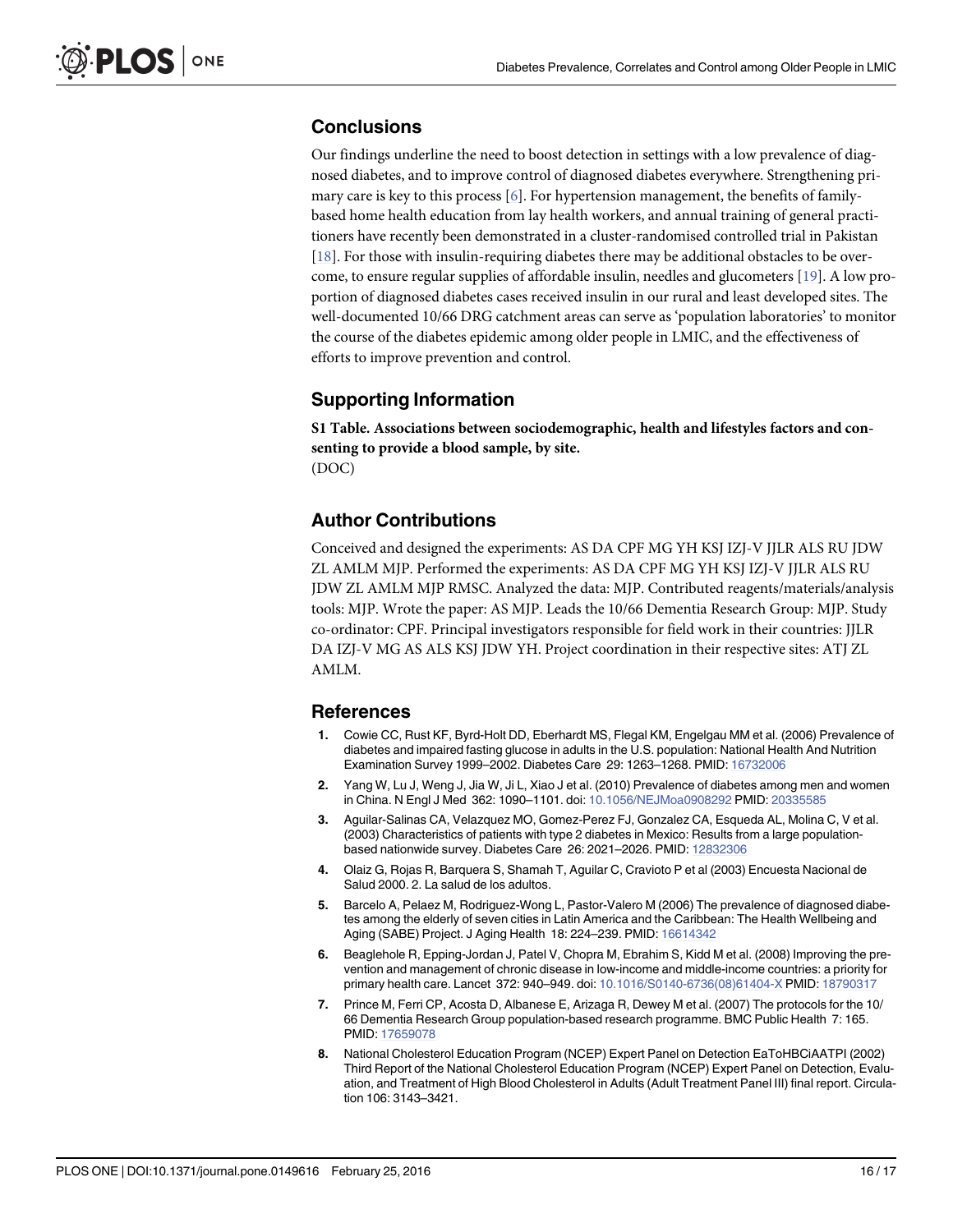## Conclusions

Our findings underline the need to boost detection in settings with a low prevalence of diagnosed diabetes, and to improve control of diagnosed diabetes everywhere. Strengthening primary care is key to this process [6]. For hypertension management, the benefits of family-based home health education from lay health workers, and annual training of general practitioners have recently been demonstrated in a cluster-randomised controlled trial in Pakistan [18]. For those with insulin-requiring diabetes there may be additional obstacles to be overcome, to ensure regular supplies of affordable insulin, needles and glucometers [19]. A low proportion of diagnosed diabetes cases received insulin in our rural and least developed sites. The well-documented 10/66 DRG catchment areas can serve as 'population laboratories' to monitor the course of the diabetes epidemic among older people in LMIC, and the effectiveness of efforts to improve prevention and control.

## Supporting Information

**S1 Table. Associations between sociodemographic, health and lifestyles factors and consenting to provide a blood sample, by site.**
(DOC)

## Author Contributions

Conceived and designed the experiments: AS DA CPF MG YH KSJ IZJ-V JJLR ALS RU JDW ZL AMLM MJP. Performed the experiments: AS DA CPF MG YH KSJ IZJ-V JJLR ALS RU JDW ZL AMLM MJP RMSC. Analyzed the data: MJP. Contributed reagents/materials/analysis tools: MJP. Wrote the paper: AS MJP. Leads the 10/66 Dementia Research Group: MJP. Study co-ordinator: CPF. Principal investigators responsible for field work in their countries: JJLR DA IZJ-V MG AS ALS KSJ JDW YH. Project coordination in their respective sites: ATJ ZL AMLM.

## References

1. Cowie CC, Rust KF, Byrd-Holt DD, Eberhardt MS, Flegal KM, Engelgau MM et al. (2006) Prevalence of diabetes and impaired fasting glucose in adults in the U.S. population: National Health And Nutrition Examination Survey 1999–2002. Diabetes Care 29: 1263–1268. PMID: 16732006
2. Yang W, Lu J, Weng J, Jia W, Ji L, Xiao J et al. (2010) Prevalence of diabetes among men and women in China. N Engl J Med 362: 1090–1101. doi: 10.1056/NEJMoa0908292 PMID: 20335585
3. Aguilar-Salinas CA, Velazquez MO, Gomez-Perez FJ, Gonzalez CA, Esqueda AL, Molina C, V et al. (2003) Characteristics of patients with type 2 diabetes in Mexico: Results from a large population-based nationwide survey. Diabetes Care 26: 2021–2026. PMID: 12832306
4. Olaiz G, Rojas R, Barquera S, Shamah T, Aguilar C, Cravioto P et al (2003) Encuesta Nacional de Salud 2000. 2. La salud de los adultos.
5. Barcelo A, Pelaez M, Rodriguez-Wong L, Pastor-Valero M (2006) The prevalence of diagnosed diabetes among the elderly of seven cities in Latin America and the Caribbean: The Health Wellbeing and Aging (SABE) Project. J Aging Health 18: 224–239. PMID: 16614342
6. Beaglehole R, Epping-Jordan J, Patel V, Chopra M, Ebrahim S, Kidd M et al. (2008) Improving the prevention and management of chronic disease in low-income and middle-income countries: a priority for primary health care. Lancet 372: 940–949. doi: 10.1016/S0140-6736(08)61404-X PMID: 18790317
7. Prince M, Ferri CP, Acosta D, Albanese E, Arizaga R, Dewey M et al. (2007) The protocols for the 10/66 Dementia Research Group population-based research programme. BMC Public Health 7: 165. PMID: 17659078
8. National Cholesterol Education Program (NCEP) Expert Panel on Detection EaToHBCiAATPI (2002) Third Report of the National Cholesterol Education Program (NCEP) Expert Panel on Detection, Evaluation, and Treatment of High Blood Cholesterol in Adults (Adult Treatment Panel III) final report. Circulation 106: 3143–3421.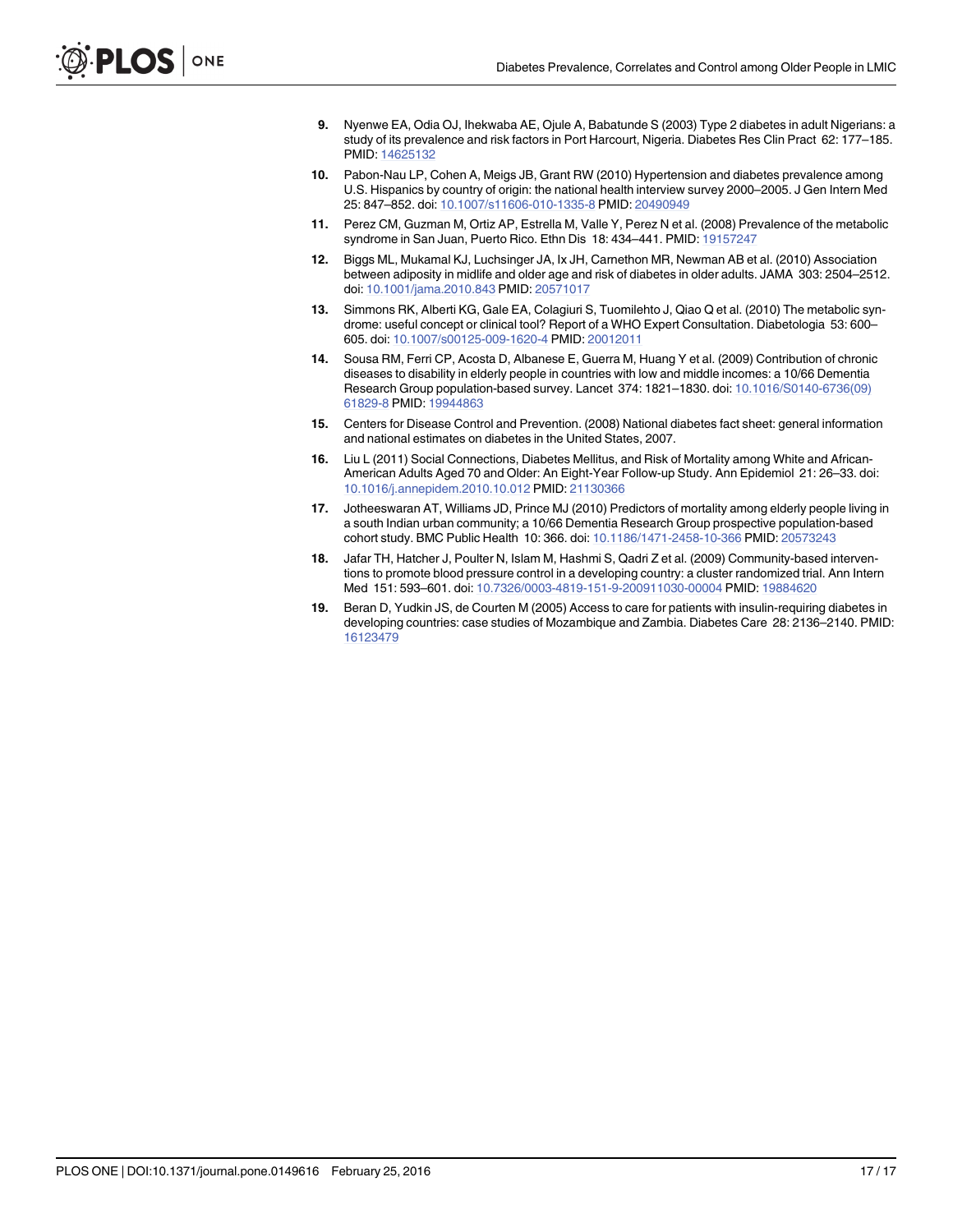9. Nyenwe EA, Odia OJ, Ihekwaba AE, Ojule A, Babatunde S (2003) Type 2 diabetes in adult Nigerians: a study of its prevalence and risk factors in Port Harcourt, Nigeria. Diabetes Res Clin Pract 62: 177–185. PMID: 14625132

10. Pabon-Nau LP, Cohen A, Meigs JB, Grant RW (2010) Hypertension and diabetes prevalence among U.S. Hispanics by country of origin: the national health interview survey 2000–2005. J Gen Intern Med 25: 847–852. doi: 10.1007/s11606-010-1335-8 PMID: 20490949

11. Perez CM, Guzman M, Ortiz AP, Estrella M, Valle Y, Perez N et al. (2008) Prevalence of the metabolic syndrome in San Juan, Puerto Rico. Ethn Dis 18: 434–441. PMID: 19157247

12. Biggs ML, Mukamal KJ, Luchsinger JA, Ix JH, Carnethon MR, Newman AB et al. (2010) Association between adiposity in midlife and older age and risk of diabetes in older adults. JAMA 303: 2504–2512. doi: 10.1001/jama.2010.843 PMID: 20571017

13. Simmons RK, Alberti KG, Gale EA, Colagiuri S, Tuomilehto J, Qiao Q et al. (2010) The metabolic syndrome: useful concept or clinical tool? Report of a WHO Expert Consultation. Diabetologia 53: 600–605. doi: 10.1007/s00125-009-1620-4 PMID: 20012011

14. Sousa RM, Ferri CP, Acosta D, Albanese E, Guerra M, Huang Y et al. (2009) Contribution of chronic diseases to disability in elderly people in countries with low and middle incomes: a 10/66 Dementia Research Group population-based survey. Lancet 374: 1821–1830. doi: 10.1016/S0140-6736(09)61829-8 PMID: 19944863

15. Centers for Disease Control and Prevention. (2008) National diabetes fact sheet: general information and national estimates on diabetes in the United States, 2007.

16. Liu L (2011) Social Connections, Diabetes Mellitus, and Risk of Mortality among White and African-American Adults Aged 70 and Older: An Eight-Year Follow-up Study. Ann Epidemiol 21: 26–33. doi: 10.1016/j.annepidem.2010.10.012 PMID: 21130366

17. Jotheeswaran AT, Williams JD, Prince MJ (2010) Predictors of mortality among elderly people living in a south Indian urban community; a 10/66 Dementia Research Group prospective population-based cohort study. BMC Public Health 10: 366. doi: 10.1186/1471-2458-10-366 PMID: 20573243

18. Jafar TH, Hatcher J, Poulter N, Islam M, Hashmi S, Qadri Z et al. (2009) Community-based interventions to promote blood pressure control in a developing country: a cluster randomized trial. Ann Intern Med 151: 593–601. doi: 10.7326/0003-4819-151-9-200911030-00004 PMID: 19884620

19. Beran D, Yudkin JS, de Courten M (2005) Access to care for patients with insulin-requiring diabetes in developing countries: case studies of Mozambique and Zambia. Diabetes Care 28: 2136–2140. PMID: 16123479